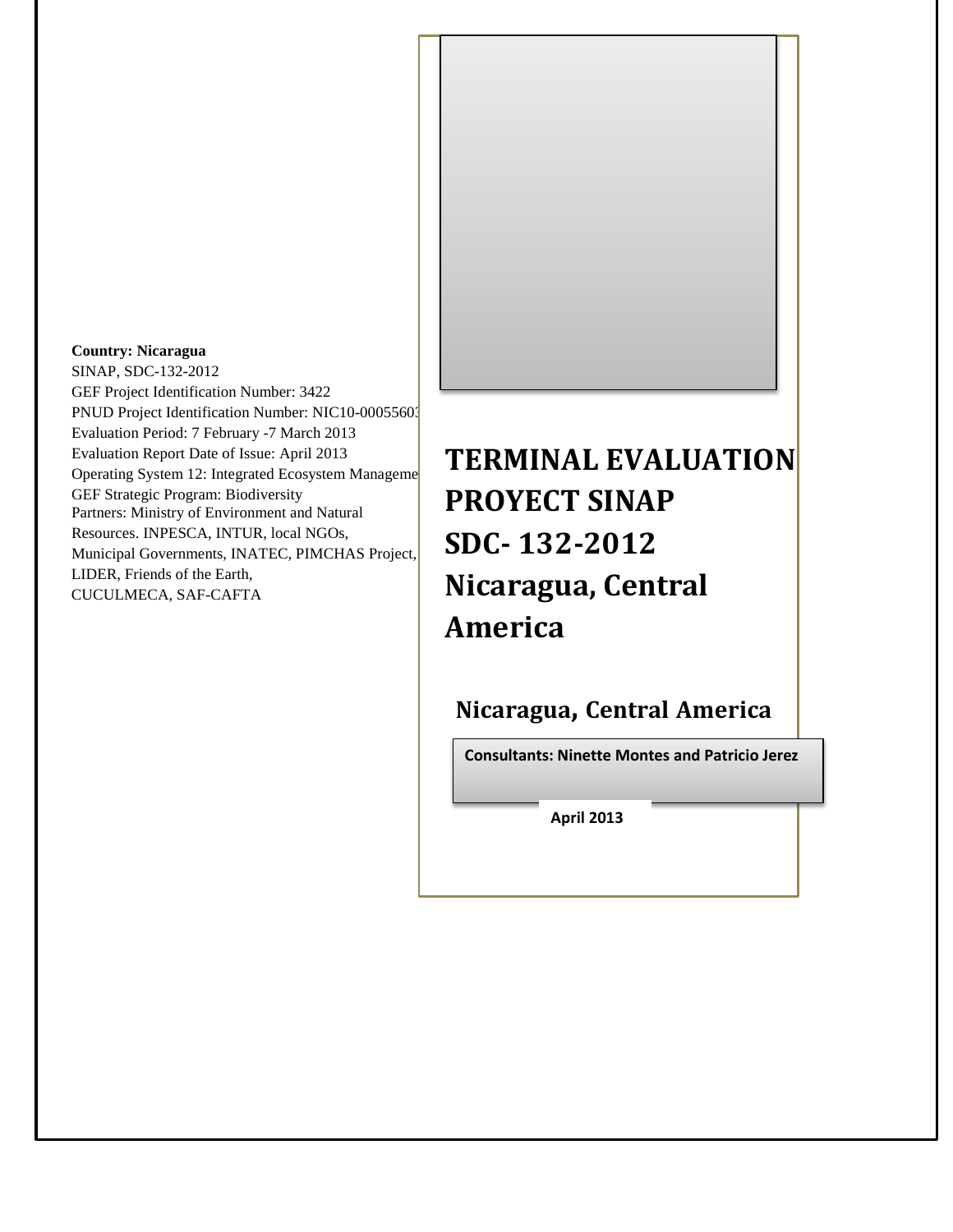**Country: Nicaragua**
SINAP, SDC-132-2012
GEF Project Identification Number: 3422
PNUD Project Identification Number: NIC10-00055603
Evaluation Period: 7 February -7 March 2013
Evaluation Report Date of Issue: April 2013
Operating System 12: Integrated Ecosystem Manageme
GEF Strategic Program: Biodiversity
Partners: Ministry of Environment and Natural Resources. INPESCA, INTUR, local NGOs, Municipal Governments, INATEC, PIMCHAS Project, LIDER, Friends of the Earth, CUCULMECA, SAF-CAFTA

# TERMINAL EVALUATION PROYECT SINAP SDC- 132-2012 Nicaragua, Central America

## Nicaragua, Central America

**Consultants: Ninette Montes and Patricio Jerez**

**April 2013**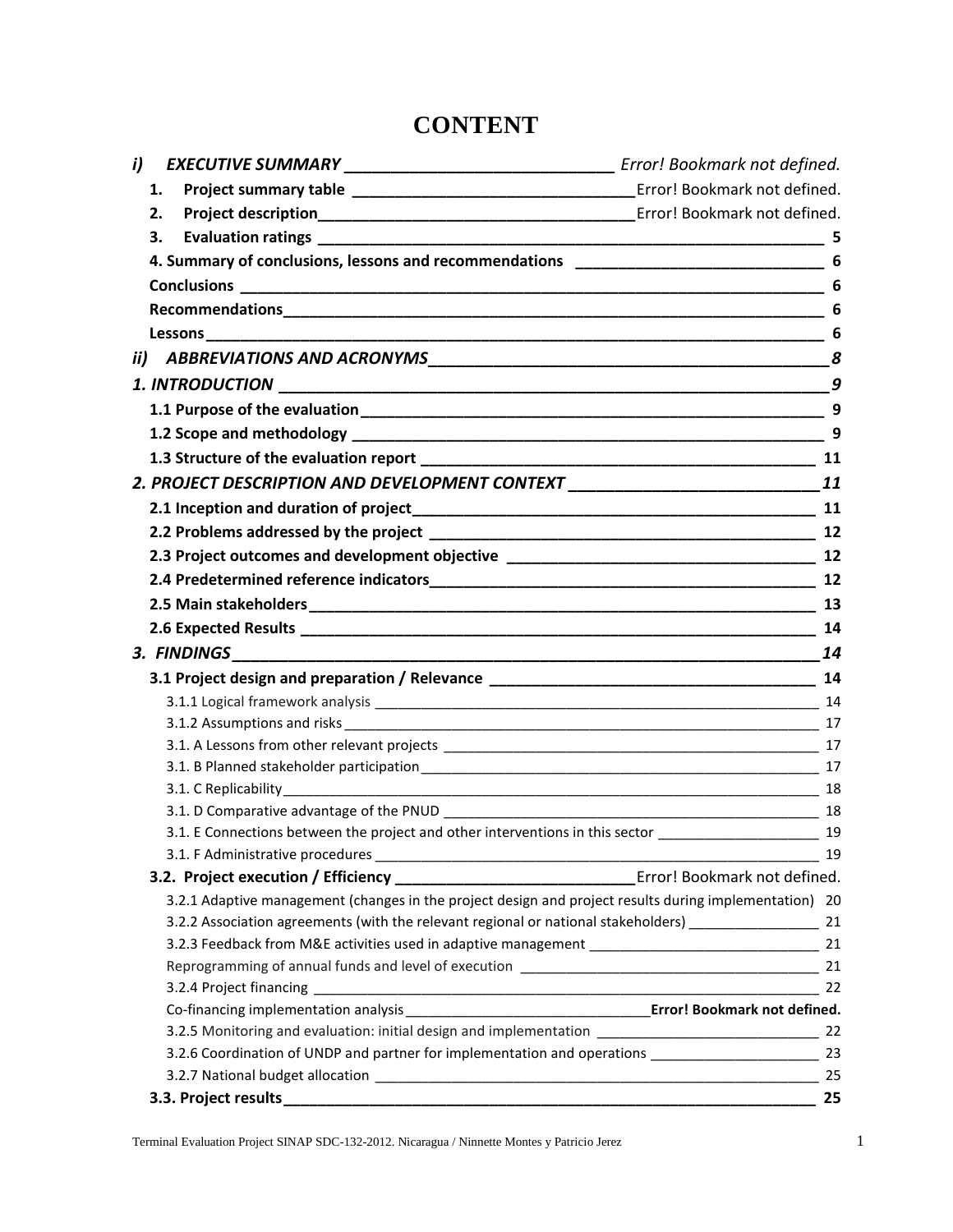# CONTENT

*i) EXECUTIVE SUMMARY* ____ *Error! Bookmark not defined.*

- **1. Project summary table** ____ Error! Bookmark not defined.
- **2. Project description** ____ Error! Bookmark not defined.
- **3. Evaluation ratings** ____ **5**
- **4. Summary of conclusions, lessons and recommendations** ____ **6**
- **Conclusions** ____ **6**
- **Recommendations** ____ **6**
- **Lessons** ____ **6**

*ii) ABBREVIATIONS AND ACRONYMS* ____ *8*

*1. INTRODUCTION* ____ *9*

- **1.1 Purpose of the evaluation** ____ **9**
- **1.2 Scope and methodology** ____ **9**
- **1.3 Structure of the evaluation report** ____ **11**

*2. PROJECT DESCRIPTION AND DEVELOPMENT CONTEXT* ____ *11*

- **2.1 Inception and duration of project** ____ **11**
- **2.2 Problems addressed by the project** ____ **12**
- **2.3 Project outcomes and development objective** ____ **12**
- **2.4 Predetermined reference indicators** ____ **12**
- **2.5 Main stakeholders** ____ **13**
- **2.6 Expected Results** ____ **14**

*3. FINDINGS* ____ *14*

- **3.1 Project design and preparation / Relevance** ____ **14**
  - 3.1.1 Logical framework analysis ____ 14
  - 3.1.2 Assumptions and risks ____ 17
  - 3.1. A Lessons from other relevant projects ____ 17
  - 3.1. B Planned stakeholder participation ____ 17
  - 3.1. C Replicability ____ 18
  - 3.1. D Comparative advantage of the PNUD ____ 18
  - 3.1. E Connections between the project and other interventions in this sector ____ 19
  - 3.1. F Administrative procedures ____ 19
- **3.2. Project execution / Efficiency** ____ Error! Bookmark not defined.
  - 3.2.1 Adaptive management (changes in the project design and project results during implementation) 20
  - 3.2.2 Association agreements (with the relevant regional or national stakeholders) ____ 21
  - 3.2.3 Feedback from M&E activities used in adaptive management ____ 21
  - Reprogramming of annual funds and level of execution ____ 21
  - 3.2.4 Project financing ____ 22
  - Co-financing implementation analysis ____ **Error! Bookmark not defined.**
  - 3.2.5 Monitoring and evaluation: initial design and implementation ____ 22
  - 3.2.6 Coordination of UNDP and partner for implementation and operations ____ 23
  - 3.2.7 National budget allocation ____ 25
- **3.3. Project results** ____ **25**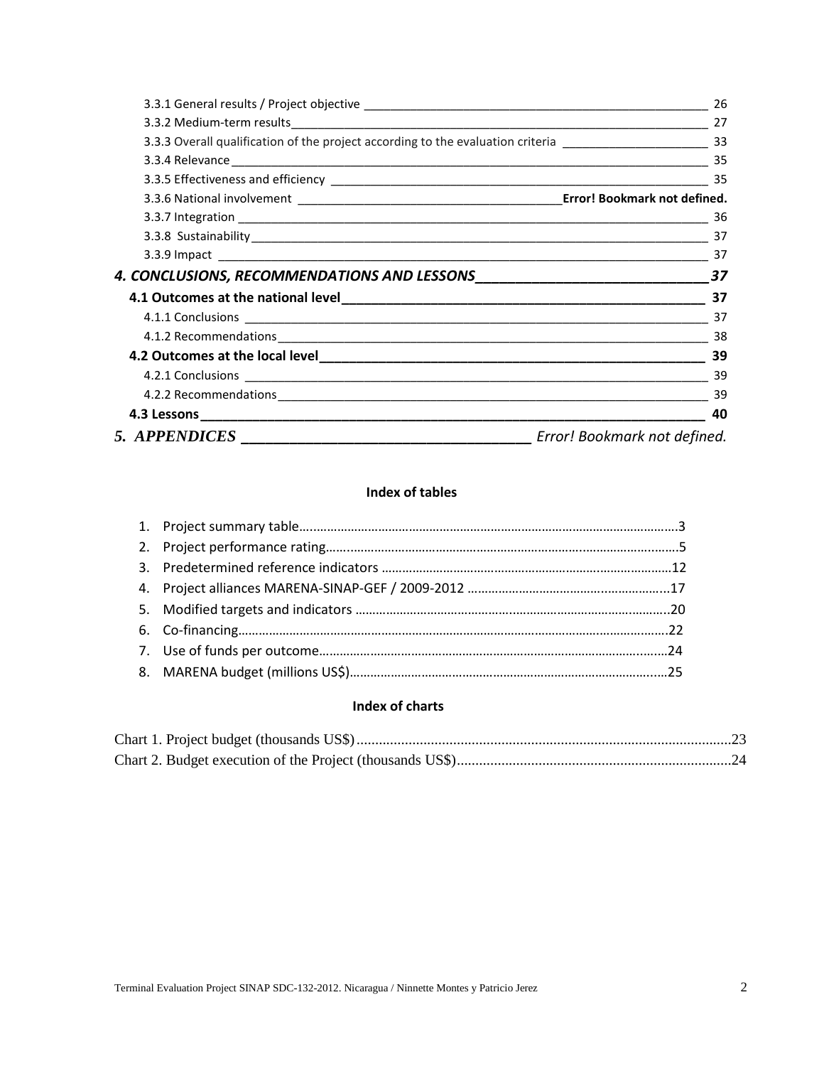3.3.1 General results / Project objective ____ 26
3.3.2 Medium-term results ____ 27
3.3.3 Overall qualification of the project according to the evaluation criteria ____ 33
3.3.4 Relevance ____ 35
3.3.5 Effectiveness and efficiency ____ 35
3.3.6 National involvement ____ **Error! Bookmark not defined.**
3.3.7 Integration ____ 36
3.3.8 Sustainability ____ 37
3.3.9 Impact ____ 37

***4. CONCLUSIONS, RECOMMENDATIONS AND LESSONS ____ 37***

**4.1 Outcomes at the national level ____ 37**

4.1.1 Conclusions ____ 37
4.1.2 Recommendations ____ 38

**4.2 Outcomes at the local level ____ 39**

4.2.1 Conclusions ____ 39
4.2.2 Recommendations ____ 39

**4.3 Lessons ____ 40**

***5. APPENDICES ____** Error! Bookmark not defined.*

**Index of tables**

1. Project summary table……3
2. Project performance rating……5
3. Predetermined reference indicators……12
4. Project alliances MARENA-SINAP-GEF / 2009-2012……17
5. Modified targets and indicators……20
6. Co-financing……22
7. Use of funds per outcome……24
8. MARENA budget (millions US$)……25

**Index of charts**

Chart 1. Project budget (thousands US$)……23
Chart 2. Budget execution of the Project (thousands US$)……24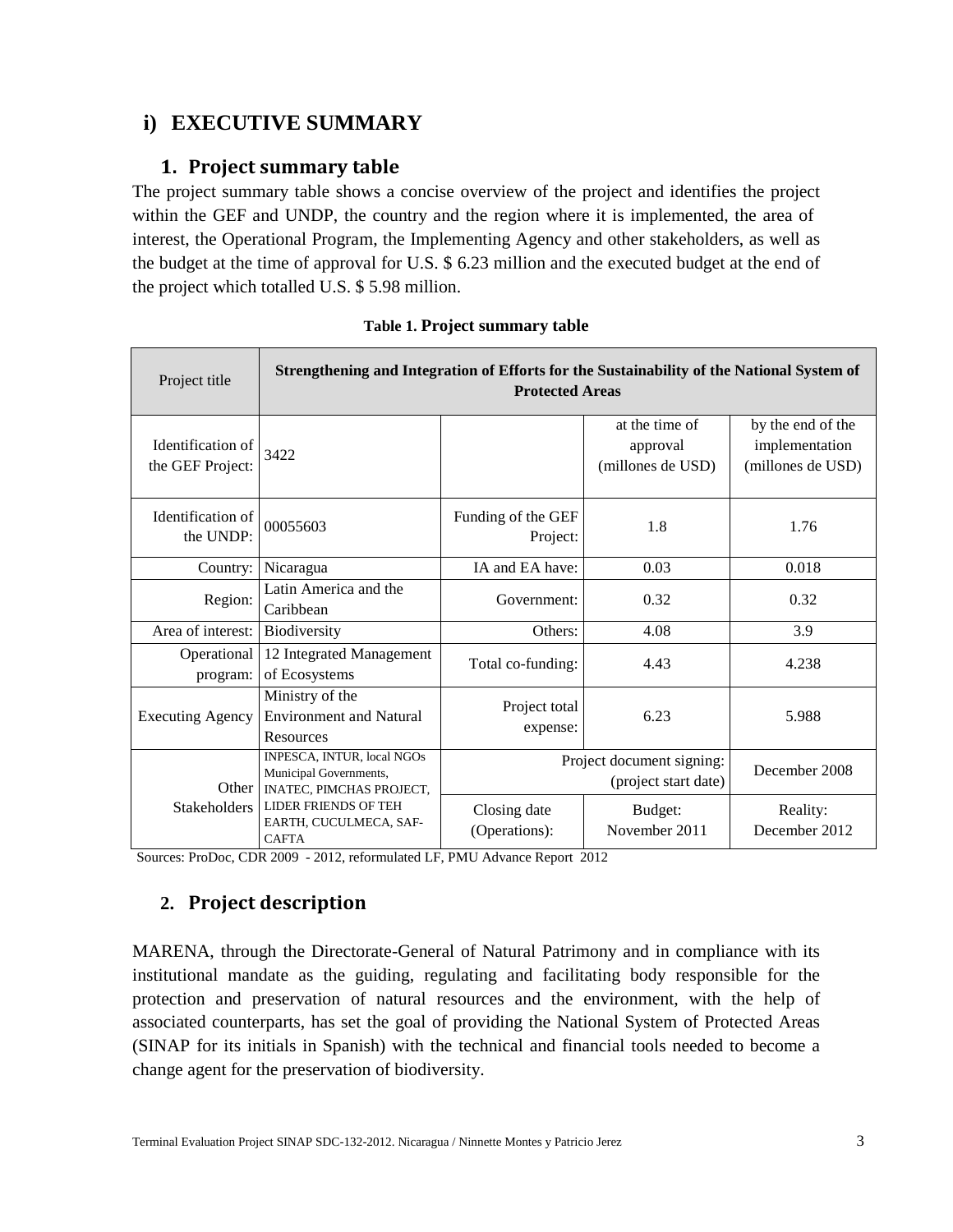## i) EXECUTIVE SUMMARY

### 1. Project summary table

The project summary table shows a concise overview of the project and identifies the project within the GEF and UNDP, the country and the region where it is implemented, the area of interest, the Operational Program, the Implementing Agency and other stakeholders, as well as the budget at the time of approval for U.S. $ 6.23 million and the executed budget at the end of the project which totalled U.S. $ 5.98 million.

**Table 1. Project summary table**

| Project title | Strengthening and Integration of Efforts for the Sustainability of the National System of Protected Areas | | | |
|---|---|---|---|---|
| Identification of the GEF Project: | 3422 | | at the time of approval (millones de USD) | by the end of the implementation (millones de USD) |
| Identification of the UNDP: | 00055603 | Funding of the GEF Project: | 1.8 | 1.76 |
| Country: | Nicaragua | IA and EA have: | 0.03 | 0.018 |
| Region: | Latin America and the Caribbean | Government: | 0.32 | 0.32 |
| Area of interest: | Biodiversity | Others: | 4.08 | 3.9 |
| Operational program: | 12 Integrated Management of Ecosystems | Total co-funding: | 4.43 | 4.238 |
| Executing Agency | Ministry of the Environment and Natural Resources | Project total expense: | 6.23 | 5.988 |
| Other Stakeholders | INPESCA, INTUR, local NGOs Municipal Governments, INATEC, PIMCHAS PROJECT, LIDER FRIENDS OF TEH EARTH, CUCULMECA, SAF-CAFTA | Project document signing: (project start date) | | December 2008 |
| | | Closing date (Operations): | Budget: November 2011 | Reality: December 2012 |

Sources: ProDoc, CDR 2009 - 2012, reformulated LF, PMU Advance Report 2012

### 2. Project description

MARENA, through the Directorate-General of Natural Patrimony and in compliance with its institutional mandate as the guiding, regulating and facilitating body responsible for the protection and preservation of natural resources and the environment, with the help of associated counterparts, has set the goal of providing the National System of Protected Areas (SINAP for its initials in Spanish) with the technical and financial tools needed to become a change agent for the preservation of biodiversity.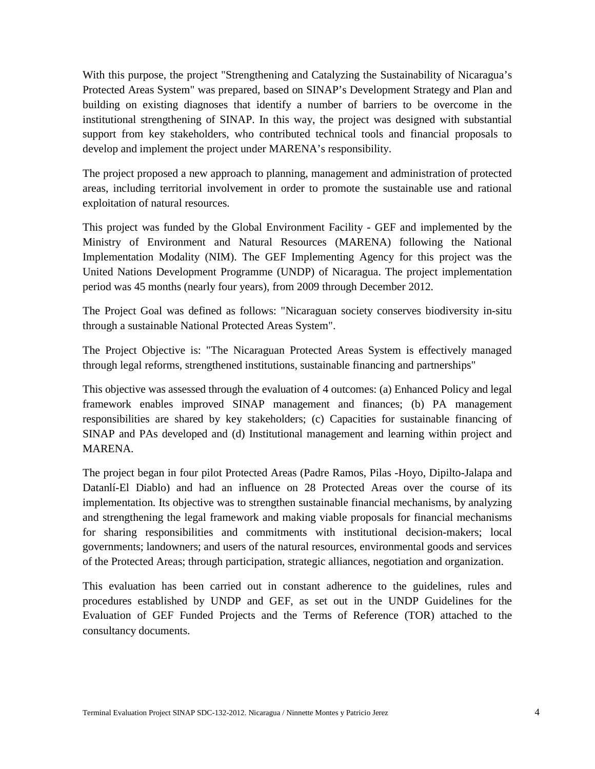With this purpose, the project "Strengthening and Catalyzing the Sustainability of Nicaragua's Protected Areas System" was prepared, based on SINAP's Development Strategy and Plan and building on existing diagnoses that identify a number of barriers to be overcome in the institutional strengthening of SINAP. In this way, the project was designed with substantial support from key stakeholders, who contributed technical tools and financial proposals to develop and implement the project under MARENA's responsibility.

The project proposed a new approach to planning, management and administration of protected areas, including territorial involvement in order to promote the sustainable use and rational exploitation of natural resources.

This project was funded by the Global Environment Facility - GEF and implemented by the Ministry of Environment and Natural Resources (MARENA) following the National Implementation Modality (NIM). The GEF Implementing Agency for this project was the United Nations Development Programme (UNDP) of Nicaragua. The project implementation period was 45 months (nearly four years), from 2009 through December 2012.

The Project Goal was defined as follows: "Nicaraguan society conserves biodiversity in-situ through a sustainable National Protected Areas System".

The Project Objective is: "The Nicaraguan Protected Areas System is effectively managed through legal reforms, strengthened institutions, sustainable financing and partnerships"

This objective was assessed through the evaluation of 4 outcomes: (a) Enhanced Policy and legal framework enables improved SINAP management and finances; (b) PA management responsibilities are shared by key stakeholders; (c) Capacities for sustainable financing of SINAP and PAs developed and (d) Institutional management and learning within project and MARENA.

The project began in four pilot Protected Areas (Padre Ramos, Pilas -Hoyo, Dipilto-Jalapa and Datanlí-El Diablo) and had an influence on 28 Protected Areas over the course of its implementation. Its objective was to strengthen sustainable financial mechanisms, by analyzing and strengthening the legal framework and making viable proposals for financial mechanisms for sharing responsibilities and commitments with institutional decision-makers; local governments; landowners; and users of the natural resources, environmental goods and services of the Protected Areas; through participation, strategic alliances, negotiation and organization.

This evaluation has been carried out in constant adherence to the guidelines, rules and procedures established by UNDP and GEF, as set out in the UNDP Guidelines for the Evaluation of GEF Funded Projects and the Terms of Reference (TOR) attached to the consultancy documents.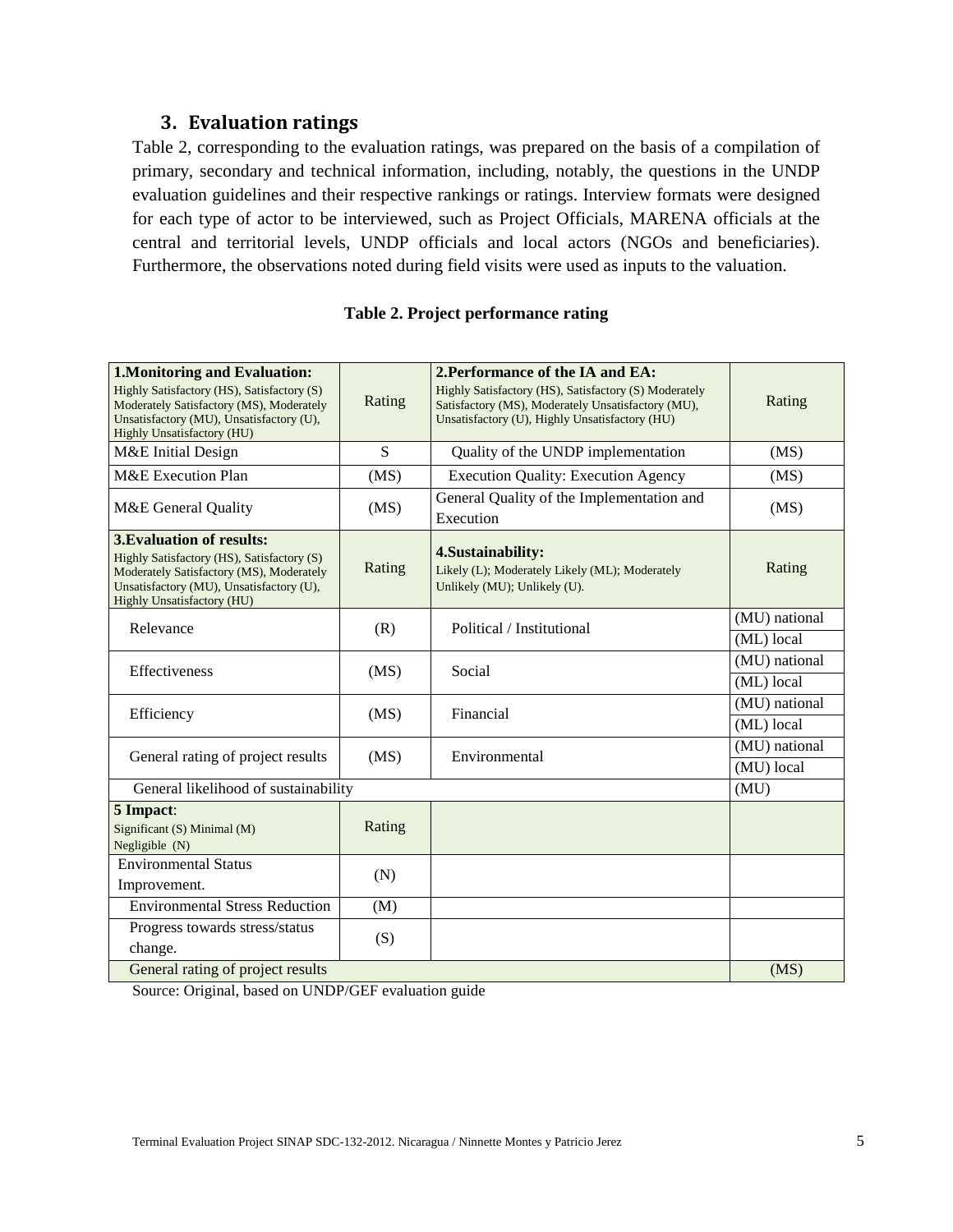## 3. Evaluation ratings

Table 2, corresponding to the evaluation ratings, was prepared on the basis of a compilation of primary, secondary and technical information, including, notably, the questions in the UNDP evaluation guidelines and their respective rankings or ratings. Interview formats were designed for each type of actor to be interviewed, such as Project Officials, MARENA officials at the central and territorial levels, UNDP officials and local actors (NGOs and beneficiaries). Furthermore, the observations noted during field visits were used as inputs to the valuation.

**Table 2. Project performance rating**

| **1.Monitoring and Evaluation:** Highly Satisfactory (HS), Satisfactory (S) Moderately Satisfactory (MS), Moderately Unsatisfactory (MU), Unsatisfactory (U), Highly Unsatisfactory (HU) | Rating | **2.Performance of the IA and EA:** Highly Satisfactory (HS), Satisfactory (S) Moderately Satisfactory (MS), Moderately Unsatisfactory (MU), Unsatisfactory (U), Highly Unsatisfactory (HU) | Rating |
|---|---|---|---|
| M&E Initial Design | S | Quality of the UNDP implementation | (MS) |
| M&E Execution Plan | (MS) | Execution Quality: Execution Agency | (MS) |
| M&E General Quality | (MS) | General Quality of the Implementation and Execution | (MS) |
| **3.Evaluation of results:** Highly Satisfactory (HS), Satisfactory (S) Moderately Satisfactory (MS), Moderately Unsatisfactory (MU), Unsatisfactory (U), Highly Unsatisfactory (HU) | Rating | **4.Sustainability:** Likely (L); Moderately Likely (ML); Moderately Unlikely (MU); Unlikely (U). | Rating |
| Relevance | (R) | Political / Institutional | (MU) national |
| | | | (ML) local |
| Effectiveness | (MS) | Social | (MU) national |
| | | | (ML) local |
| Efficiency | (MS) | Financial | (MU) national |
| | | | (ML) local |
| General rating of project results | (MS) | Environmental | (MU) national |
| | | | (MU) local |
| General likelihood of sustainability | | | (MU) |
| **5 Impact**: Significant (S) Minimal (M) Negligible (N) | Rating | | |
| Environmental Status Improvement. | (N) | | |
| Environmental Stress Reduction | (M) | | |
| Progress towards stress/status change. | (S) | | |
| General rating of project results | | | (MS) |

Source: Original, based on UNDP/GEF evaluation guide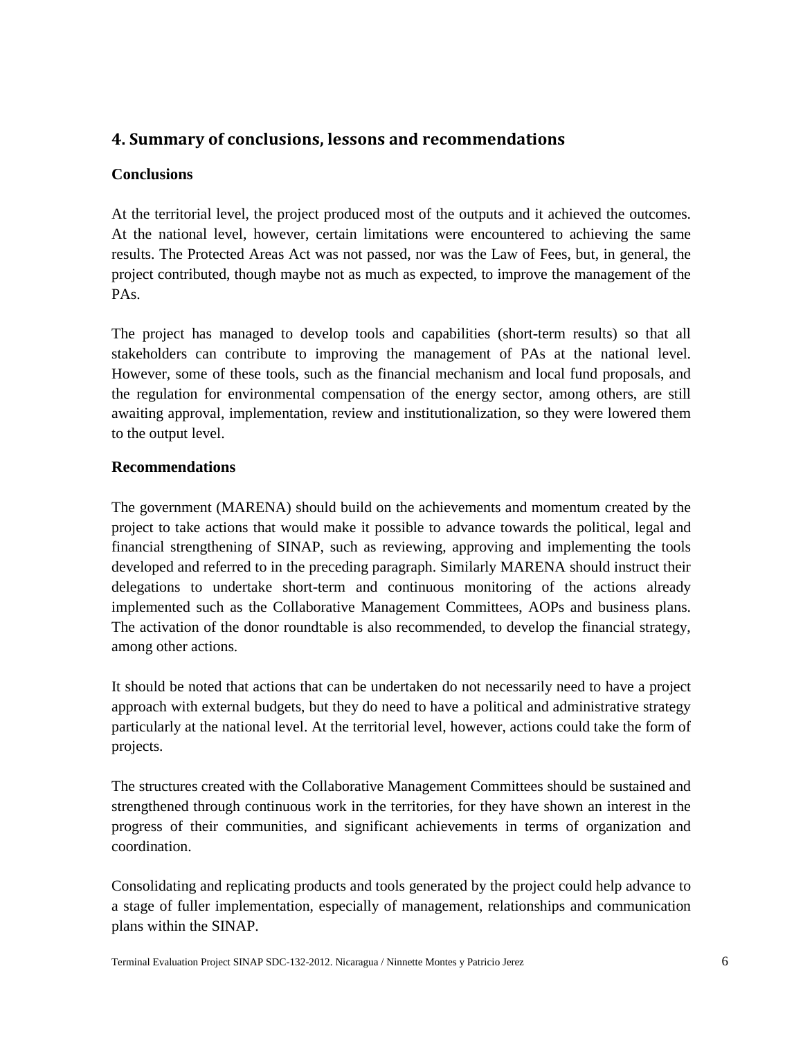## 4. Summary of conclusions, lessons and recommendations

### Conclusions

At the territorial level, the project produced most of the outputs and it achieved the outcomes. At the national level, however, certain limitations were encountered to achieving the same results. The Protected Areas Act was not passed, nor was the Law of Fees, but, in general, the project contributed, though maybe not as much as expected, to improve the management of the PAs.

The project has managed to develop tools and capabilities (short-term results) so that all stakeholders can contribute to improving the management of PAs at the national level. However, some of these tools, such as the financial mechanism and local fund proposals, and the regulation for environmental compensation of the energy sector, among others, are still awaiting approval, implementation, review and institutionalization, so they were lowered them to the output level.

### Recommendations

The government (MARENA) should build on the achievements and momentum created by the project to take actions that would make it possible to advance towards the political, legal and financial strengthening of SINAP, such as reviewing, approving and implementing the tools developed and referred to in the preceding paragraph. Similarly MARENA should instruct their delegations to undertake short-term and continuous monitoring of the actions already implemented such as the Collaborative Management Committees, AOPs and business plans. The activation of the donor roundtable is also recommended, to develop the financial strategy, among other actions.

It should be noted that actions that can be undertaken do not necessarily need to have a project approach with external budgets, but they do need to have a political and administrative strategy particularly at the national level. At the territorial level, however, actions could take the form of projects.

The structures created with the Collaborative Management Committees should be sustained and strengthened through continuous work in the territories, for they have shown an interest in the progress of their communities, and significant achievements in terms of organization and coordination.

Consolidating and replicating products and tools generated by the project could help advance to a stage of fuller implementation, especially of management, relationships and communication plans within the SINAP.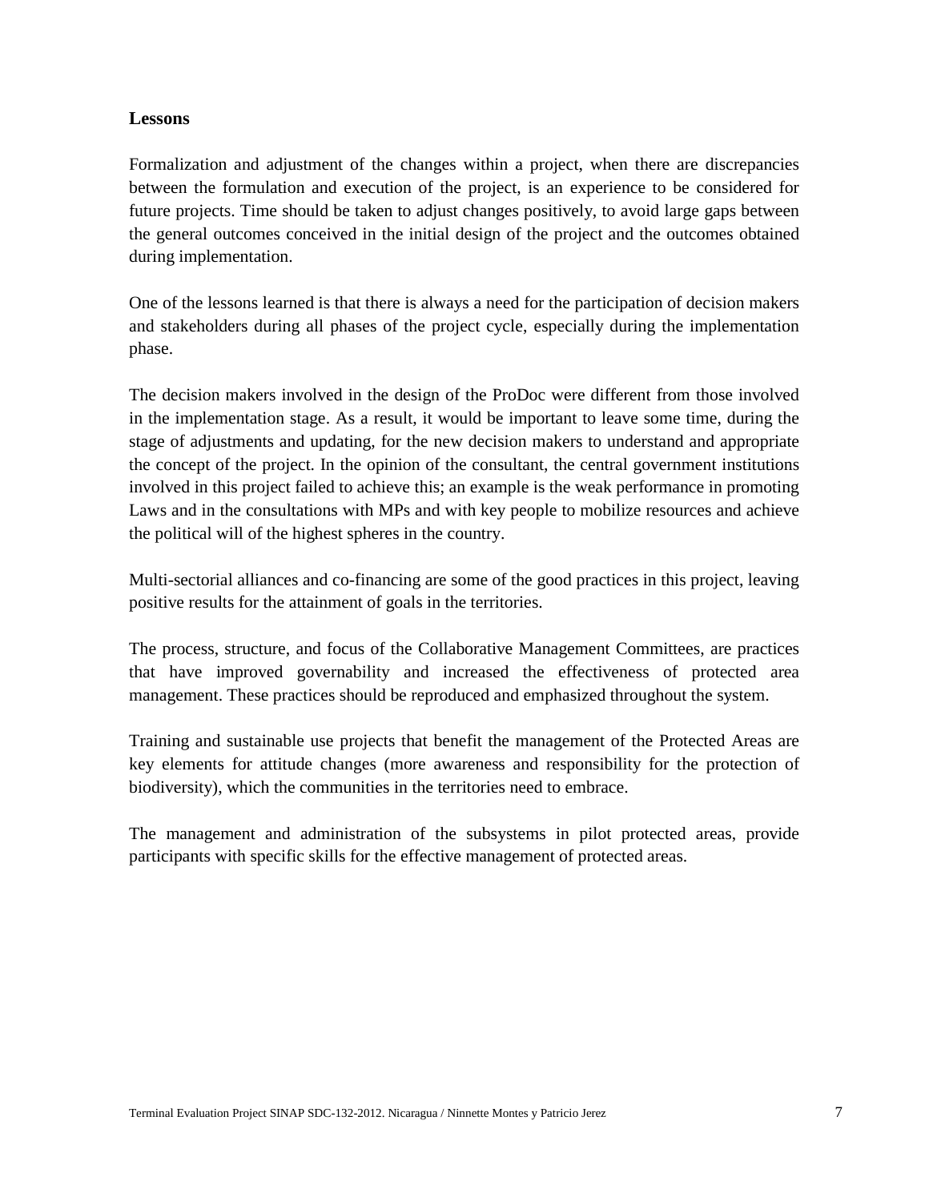### Lessons

Formalization and adjustment of the changes within a project, when there are discrepancies between the formulation and execution of the project, is an experience to be considered for future projects. Time should be taken to adjust changes positively, to avoid large gaps between the general outcomes conceived in the initial design of the project and the outcomes obtained during implementation.

One of the lessons learned is that there is always a need for the participation of decision makers and stakeholders during all phases of the project cycle, especially during the implementation phase.

The decision makers involved in the design of the ProDoc were different from those involved in the implementation stage. As a result, it would be important to leave some time, during the stage of adjustments and updating, for the new decision makers to understand and appropriate the concept of the project. In the opinion of the consultant, the central government institutions involved in this project failed to achieve this; an example is the weak performance in promoting Laws and in the consultations with MPs and with key people to mobilize resources and achieve the political will of the highest spheres in the country.

Multi-sectorial alliances and co-financing are some of the good practices in this project, leaving positive results for the attainment of goals in the territories.

The process, structure, and focus of the Collaborative Management Committees, are practices that have improved governability and increased the effectiveness of protected area management. These practices should be reproduced and emphasized throughout the system.

Training and sustainable use projects that benefit the management of the Protected Areas are key elements for attitude changes (more awareness and responsibility for the protection of biodiversity), which the communities in the territories need to embrace.

The management and administration of the subsystems in pilot protected areas, provide participants with specific skills for the effective management of protected areas.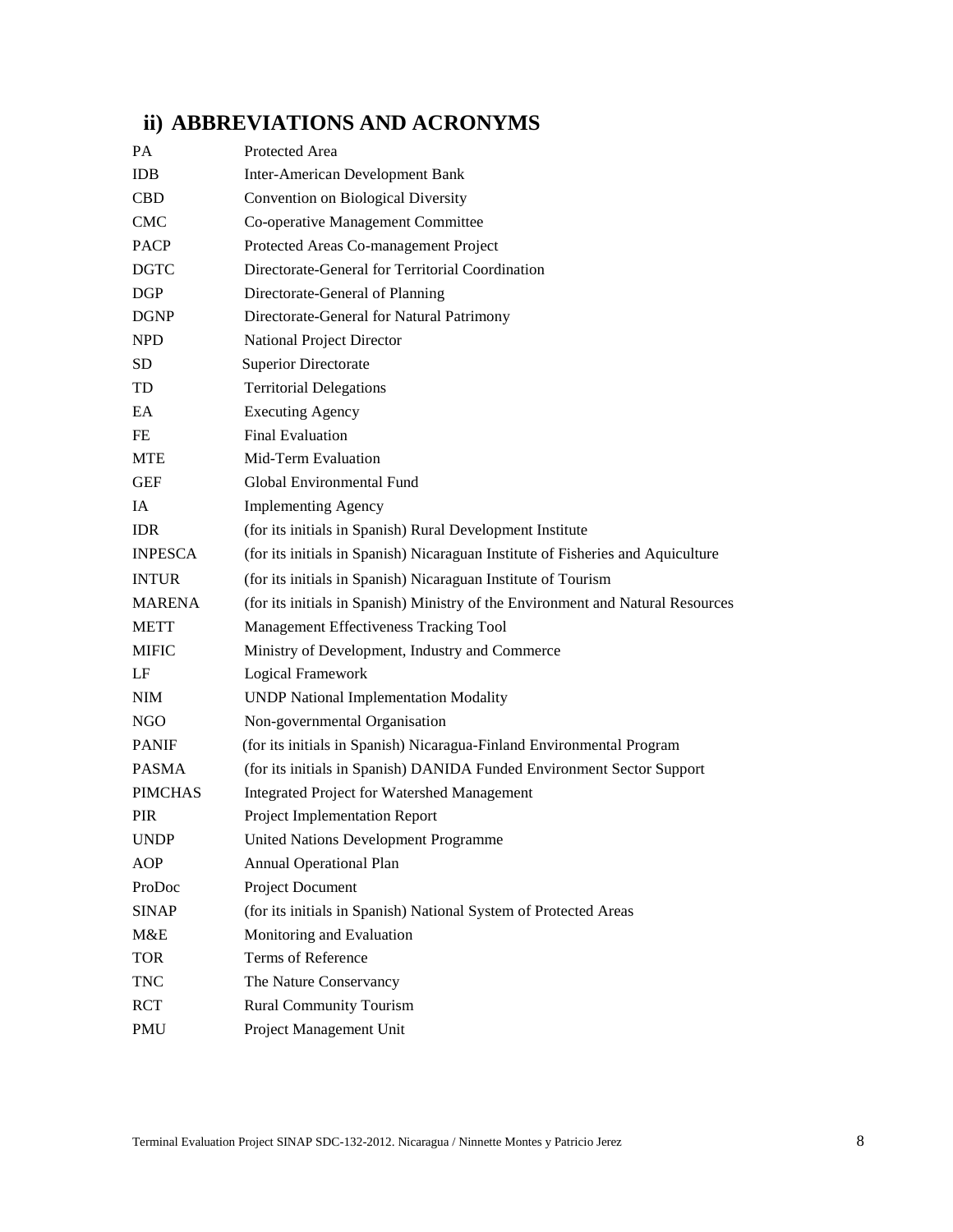## ii) ABBREVIATIONS AND ACRONYMS

| | |
|---|---|
| PA | Protected Area |
| IDB | Inter-American Development Bank |
| CBD | Convention on Biological Diversity |
| CMC | Co-operative Management Committee |
| PACP | Protected Areas Co-management Project |
| DGTC | Directorate-General for Territorial Coordination |
| DGP | Directorate-General of Planning |
| DGNP | Directorate-General for Natural Patrimony |
| NPD | National Project Director |
| SD | Superior Directorate |
| TD | Territorial Delegations |
| EA | Executing Agency |
| FE | Final Evaluation |
| MTE | Mid-Term Evaluation |
| GEF | Global Environmental Fund |
| IA | Implementing Agency |
| IDR | (for its initials in Spanish) Rural Development Institute |
| INPESCA | (for its initials in Spanish) Nicaraguan Institute of Fisheries and Aquiculture |
| INTUR | (for its initials in Spanish) Nicaraguan Institute of Tourism |
| MARENA | (for its initials in Spanish) Ministry of the Environment and Natural Resources |
| METT | Management Effectiveness Tracking Tool |
| MIFIC | Ministry of Development, Industry and Commerce |
| LF | Logical Framework |
| NIM | UNDP National Implementation Modality |
| NGO | Non-governmental Organisation |
| PANIF | (for its initials in Spanish) Nicaragua-Finland Environmental Program |
| PASMA | (for its initials in Spanish) DANIDA Funded Environment Sector Support |
| PIMCHAS | Integrated Project for Watershed Management |
| PIR | Project Implementation Report |
| UNDP | United Nations Development Programme |
| AOP | Annual Operational Plan |
| ProDoc | Project Document |
| SINAP | (for its initials in Spanish) National System of Protected Areas |
| M&E | Monitoring and Evaluation |
| TOR | Terms of Reference |
| TNC | The Nature Conservancy |
| RCT | Rural Community Tourism |
| PMU | Project Management Unit |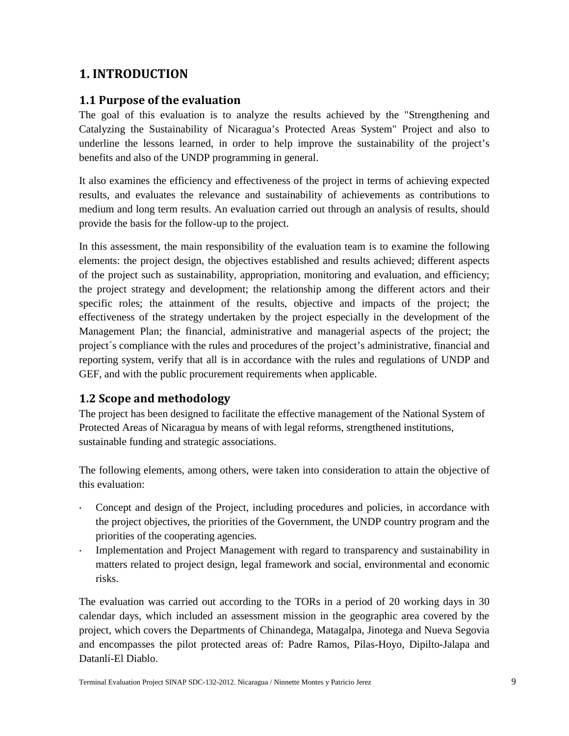# 1. INTRODUCTION

## 1.1 Purpose of the evaluation

The goal of this evaluation is to analyze the results achieved by the "Strengthening and Catalyzing the Sustainability of Nicaragua's Protected Areas System" Project and also to underline the lessons learned, in order to help improve the sustainability of the project's benefits and also of the UNDP programming in general.

It also examines the efficiency and effectiveness of the project in terms of achieving expected results, and evaluates the relevance and sustainability of achievements as contributions to medium and long term results. An evaluation carried out through an analysis of results, should provide the basis for the follow-up to the project.

In this assessment, the main responsibility of the evaluation team is to examine the following elements: the project design, the objectives established and results achieved; different aspects of the project such as sustainability, appropriation, monitoring and evaluation, and efficiency; the project strategy and development; the relationship among the different actors and their specific roles; the attainment of the results, objective and impacts of the project; the effectiveness of the strategy undertaken by the project especially in the development of the Management Plan; the financial, administrative and managerial aspects of the project; the project´s compliance with the rules and procedures of the project's administrative, financial and reporting system, verify that all is in accordance with the rules and regulations of UNDP and GEF, and with the public procurement requirements when applicable.

## 1.2 Scope and methodology

The project has been designed to facilitate the effective management of the National System of Protected Areas of Nicaragua by means of with legal reforms, strengthened institutions, sustainable funding and strategic associations.

The following elements, among others, were taken into consideration to attain the objective of this evaluation:

- Concept and design of the Project, including procedures and policies, in accordance with the project objectives, the priorities of the Government, the UNDP country program and the priorities of the cooperating agencies.
- Implementation and Project Management with regard to transparency and sustainability in matters related to project design, legal framework and social, environmental and economic risks.

The evaluation was carried out according to the TORs in a period of 20 working days in 30 calendar days, which included an assessment mission in the geographic area covered by the project, which covers the Departments of Chinandega, Matagalpa, Jinotega and Nueva Segovia and encompasses the pilot protected areas of: Padre Ramos, Pilas-Hoyo, Dipilto-Jalapa and Datanlí-El Diablo.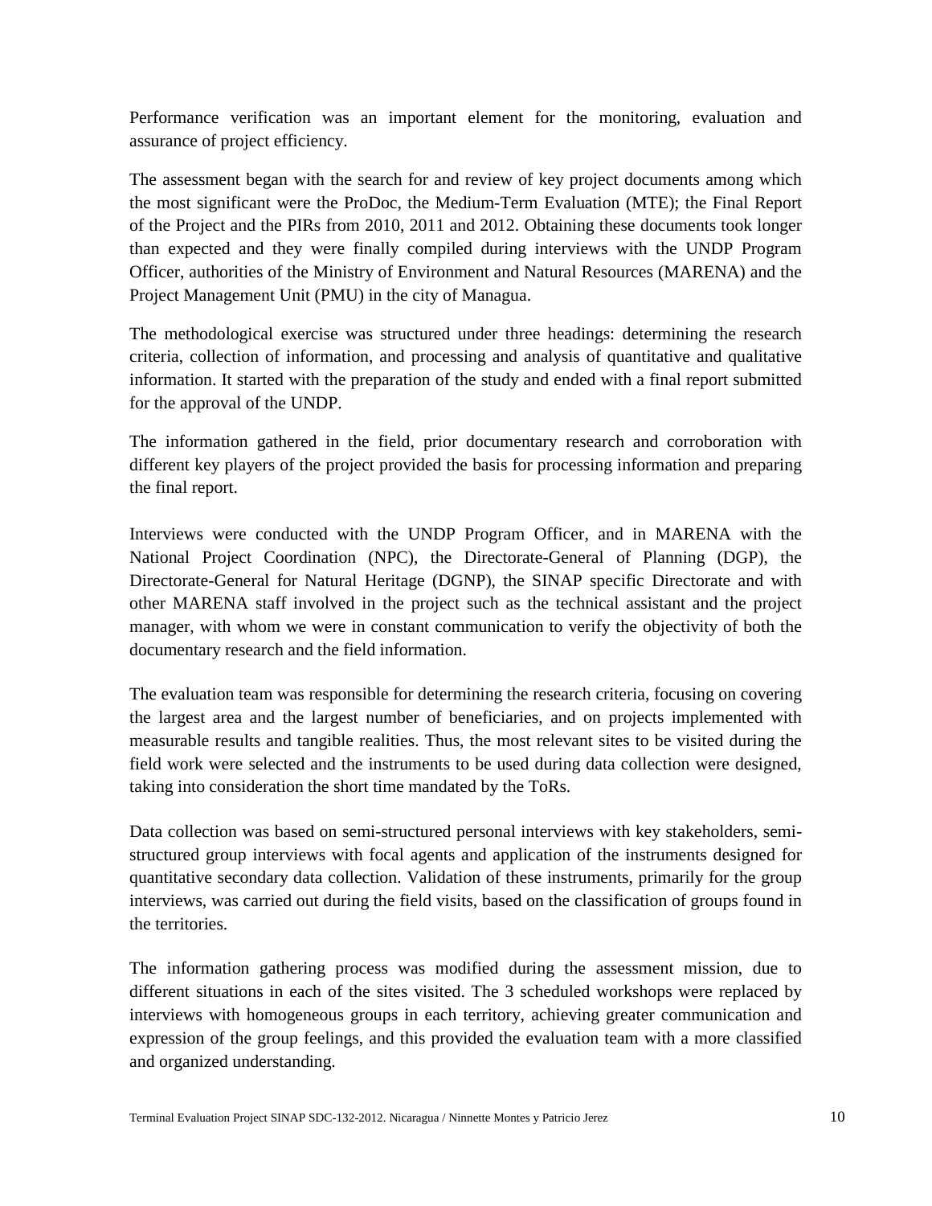Performance verification was an important element for the monitoring, evaluation and assurance of project efficiency.

The assessment began with the search for and review of key project documents among which the most significant were the ProDoc, the Medium-Term Evaluation (MTE); the Final Report of the Project and the PIRs from 2010, 2011 and 2012. Obtaining these documents took longer than expected and they were finally compiled during interviews with the UNDP Program Officer, authorities of the Ministry of Environment and Natural Resources (MARENA) and the Project Management Unit (PMU) in the city of Managua.

The methodological exercise was structured under three headings: determining the research criteria, collection of information, and processing and analysis of quantitative and qualitative information. It started with the preparation of the study and ended with a final report submitted for the approval of the UNDP.

The information gathered in the field, prior documentary research and corroboration with different key players of the project provided the basis for processing information and preparing the final report.

Interviews were conducted with the UNDP Program Officer, and in MARENA with the National Project Coordination (NPC), the Directorate-General of Planning (DGP), the Directorate-General for Natural Heritage (DGNP), the SINAP specific Directorate and with other MARENA staff involved in the project such as the technical assistant and the project manager, with whom we were in constant communication to verify the objectivity of both the documentary research and the field information.

The evaluation team was responsible for determining the research criteria, focusing on covering the largest area and the largest number of beneficiaries, and on projects implemented with measurable results and tangible realities. Thus, the most relevant sites to be visited during the field work were selected and the instruments to be used during data collection were designed, taking into consideration the short time mandated by the ToRs.

Data collection was based on semi-structured personal interviews with key stakeholders, semi-structured group interviews with focal agents and application of the instruments designed for quantitative secondary data collection. Validation of these instruments, primarily for the group interviews, was carried out during the field visits, based on the classification of groups found in the territories.

The information gathering process was modified during the assessment mission, due to different situations in each of the sites visited. The 3 scheduled workshops were replaced by interviews with homogeneous groups in each territory, achieving greater communication and expression of the group feelings, and this provided the evaluation team with a more classified and organized understanding.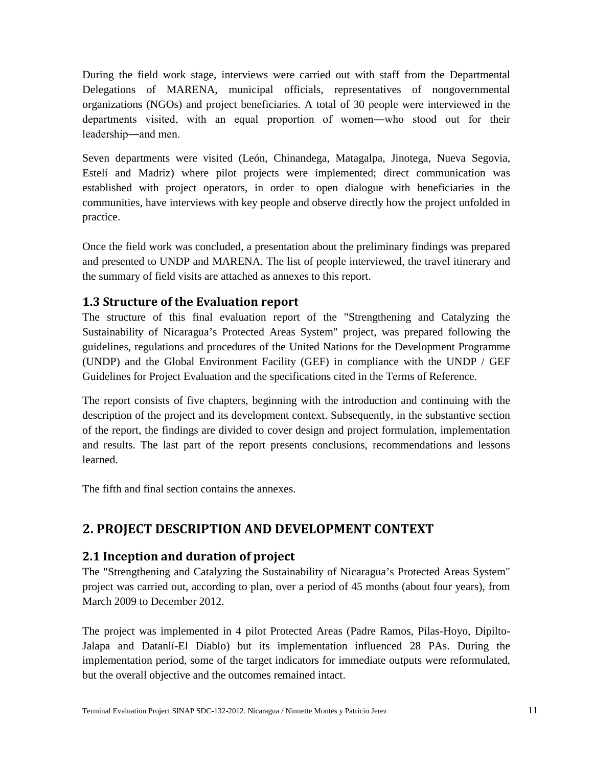During the field work stage, interviews were carried out with staff from the Departmental Delegations of MARENA, municipal officials, representatives of nongovernmental organizations (NGOs) and project beneficiaries. A total of 30 people were interviewed in the departments visited, with an equal proportion of women―who stood out for their leadership―and men.

Seven departments were visited (León, Chinandega, Matagalpa, Jinotega, Nueva Segovia, Estelí and Madriz) where pilot projects were implemented; direct communication was established with project operators, in order to open dialogue with beneficiaries in the communities, have interviews with key people and observe directly how the project unfolded in practice.

Once the field work was concluded, a presentation about the preliminary findings was prepared and presented to UNDP and MARENA. The list of people interviewed, the travel itinerary and the summary of field visits are attached as annexes to this report.

### 1.3 Structure of the Evaluation report

The structure of this final evaluation report of the "Strengthening and Catalyzing the Sustainability of Nicaragua's Protected Areas System" project, was prepared following the guidelines, regulations and procedures of the United Nations for the Development Programme (UNDP) and the Global Environment Facility (GEF) in compliance with the UNDP / GEF Guidelines for Project Evaluation and the specifications cited in the Terms of Reference.

The report consists of five chapters, beginning with the introduction and continuing with the description of the project and its development context. Subsequently, in the substantive section of the report, the findings are divided to cover design and project formulation, implementation and results. The last part of the report presents conclusions, recommendations and lessons learned.

The fifth and final section contains the annexes.

## 2. PROJECT DESCRIPTION AND DEVELOPMENT CONTEXT

### 2.1 Inception and duration of project

The "Strengthening and Catalyzing the Sustainability of Nicaragua's Protected Areas System" project was carried out, according to plan, over a period of 45 months (about four years), from March 2009 to December 2012.

The project was implemented in 4 pilot Protected Areas (Padre Ramos, Pilas-Hoyo, Dipilto-Jalapa and Datanlí-El Diablo) but its implementation influenced 28 PAs. During the implementation period, some of the target indicators for immediate outputs were reformulated, but the overall objective and the outcomes remained intact.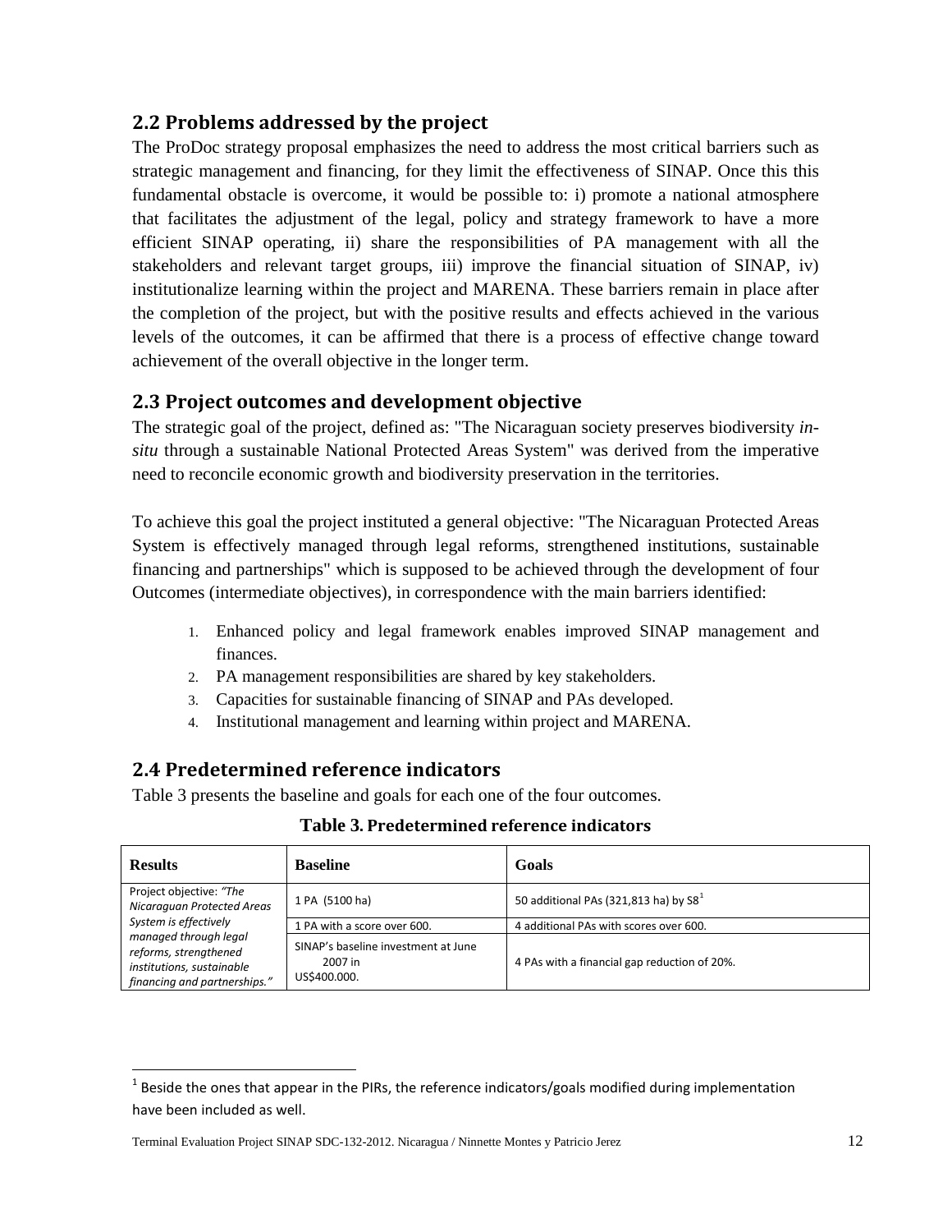## 2.2 Problems addressed by the project

The ProDoc strategy proposal emphasizes the need to address the most critical barriers such as strategic management and financing, for they limit the effectiveness of SINAP. Once this this fundamental obstacle is overcome, it would be possible to: i) promote a national atmosphere that facilitates the adjustment of the legal, policy and strategy framework to have a more efficient SINAP operating, ii) share the responsibilities of PA management with all the stakeholders and relevant target groups, iii) improve the financial situation of SINAP, iv) institutionalize learning within the project and MARENA. These barriers remain in place after the completion of the project, but with the positive results and effects achieved in the various levels of the outcomes, it can be affirmed that there is a process of effective change toward achievement of the overall objective in the longer term.

## 2.3 Project outcomes and development objective

The strategic goal of the project, defined as: "The Nicaraguan society preserves biodiversity *in-situ* through a sustainable National Protected Areas System" was derived from the imperative need to reconcile economic growth and biodiversity preservation in the territories.

To achieve this goal the project instituted a general objective: "The Nicaraguan Protected Areas System is effectively managed through legal reforms, strengthened institutions, sustainable financing and partnerships" which is supposed to be achieved through the development of four Outcomes (intermediate objectives), in correspondence with the main barriers identified:

1. Enhanced policy and legal framework enables improved SINAP management and finances.
2. PA management responsibilities are shared by key stakeholders.
3. Capacities for sustainable financing of SINAP and PAs developed.
4. Institutional management and learning within project and MARENA.

## 2.4 Predetermined reference indicators

Table 3 presents the baseline and goals for each one of the four outcomes.

**Table 3. Predetermined reference indicators**

| Results | Baseline | Goals |
|---|---|---|
| Project objective: *"The Nicaraguan Protected Areas System is effectively managed through legal reforms, strengthened institutions, sustainable financing and partnerships."* | 1 PA (5100 ha) | 50 additional PAs (321,813 ha) by S8[1] |
| | 1 PA with a score over 600. | 4 additional PAs with scores over 600. |
| | SINAP's baseline investment at June 2007 in US$400.000. | 4 PAs with a financial gap reduction of 20%. |

[1] Beside the ones that appear in the PIRs, the reference indicators/goals modified during implementation have been included as well.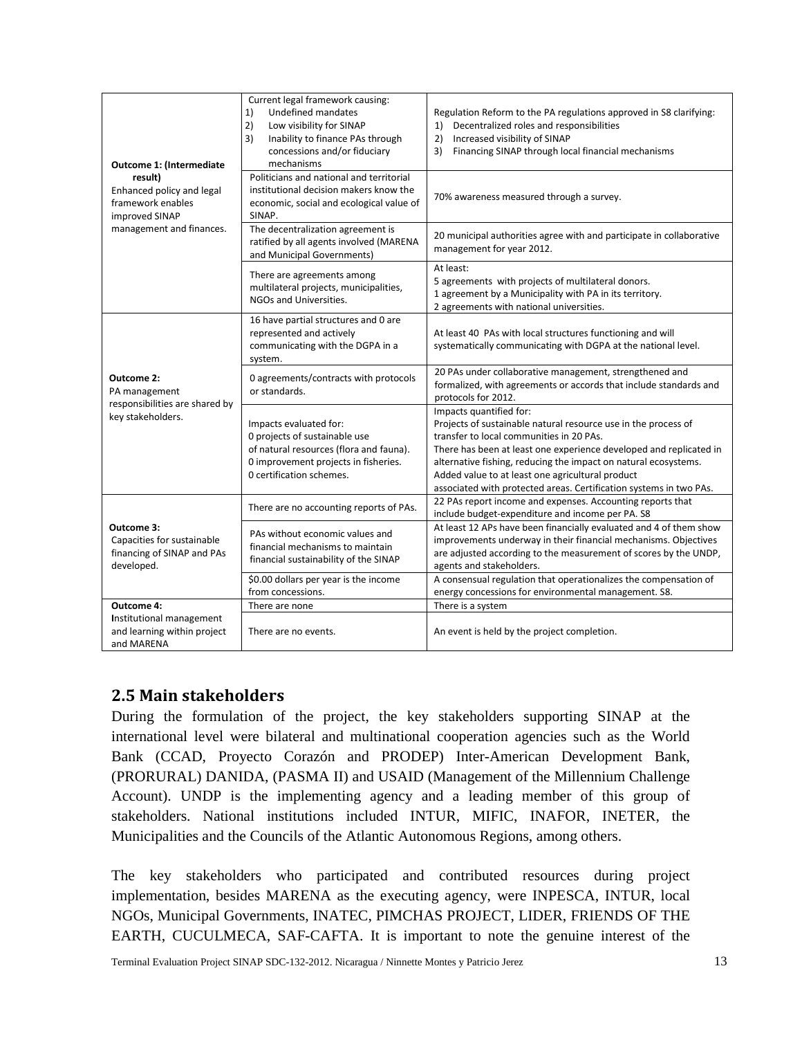| | | |
|---|---|---|
| **Outcome 1: (Intermediate result)** Enhanced policy and legal framework enables improved SINAP management and finances. | Current legal framework causing: 1) Undefined mandates 2) Low visibility for SINAP 3) Inability to finance PAs through concessions and/or fiduciary mechanisms | Regulation Reform to the PA regulations approved in S8 clarifying: 1) Decentralized roles and responsibilities 2) Increased visibility of SINAP 3) Financing SINAP through local financial mechanisms |
| | Politicians and national and territorial institutional decision makers know the economic, social and ecological value of SINAP. | 70% awareness measured through a survey. |
| | The decentralization agreement is ratified by all agents involved (MARENA and Municipal Governments) | 20 municipal authorities agree with and participate in collaborative management for year 2012. |
| | There are agreements among multilateral projects, municipalities, NGOs and Universities. | At least: 5 agreements with projects of multilateral donors. 1 agreement by a Municipality with PA in its territory. 2 agreements with national universities. |
| **Outcome 2:** PA management responsibilities are shared by key stakeholders. | 16 have partial structures and 0 are represented and actively communicating with the DGPA in a system. | At least 40 PAs with local structures functioning and will systematically communicating with DGPA at the national level. |
| | 0 agreements/contracts with protocols or standards. | 20 PAs under collaborative management, strengthened and formalized, with agreements or accords that include standards and protocols for 2012. |
| | Impacts evaluated for: 0 projects of sustainable use of natural resources (flora and fauna). 0 improvement projects in fisheries. 0 certification schemes. | Impacts quantified for: Projects of sustainable natural resource use in the process of transfer to local communities in 20 PAs. There has been at least one experience developed and replicated in alternative fishing, reducing the impact on natural ecosystems. Added value to at least one agricultural product associated with protected areas. Certification systems in two PAs. |
| **Outcome 3:** Capacities for sustainable financing of SINAP and PAs developed. | There are no accounting reports of PAs. | 22 PAs report income and expenses. Accounting reports that include budget-expenditure and income per PA. S8 |
| | PAs without economic values and financial mechanisms to maintain financial sustainability of the SINAP | At least 12 APs have been financially evaluated and 4 of them show improvements underway in their financial mechanisms. Objectives are adjusted according to the measurement of scores by the UNDP, agents and stakeholders. |
| | $0.00 dollars per year is the income from concessions. | A consensual regulation that operationalizes the compensation of energy concessions for environmental management. S8. |
| **Outcome 4:** Institutional management and learning within project and MARENA | There are none | There is a system |
| | There are no events. | An event is held by the project completion. |

## 2.5 Main stakeholders

During the formulation of the project, the key stakeholders supporting SINAP at the international level were bilateral and multinational cooperation agencies such as the World Bank (CCAD, Proyecto Corazón and PRODEP) Inter-American Development Bank, (PRORURAL) DANIDA, (PASMA II) and USAID (Management of the Millennium Challenge Account). UNDP is the implementing agency and a leading member of this group of stakeholders. National institutions included INTUR, MIFIC, INAFOR, INETER, the Municipalities and the Councils of the Atlantic Autonomous Regions, among others.

The key stakeholders who participated and contributed resources during project implementation, besides MARENA as the executing agency, were INPESCA, INTUR, local NGOs, Municipal Governments, INATEC, PIMCHAS PROJECT, LIDER, FRIENDS OF THE EARTH, CUCULMECA, SAF-CAFTA. It is important to note the genuine interest of the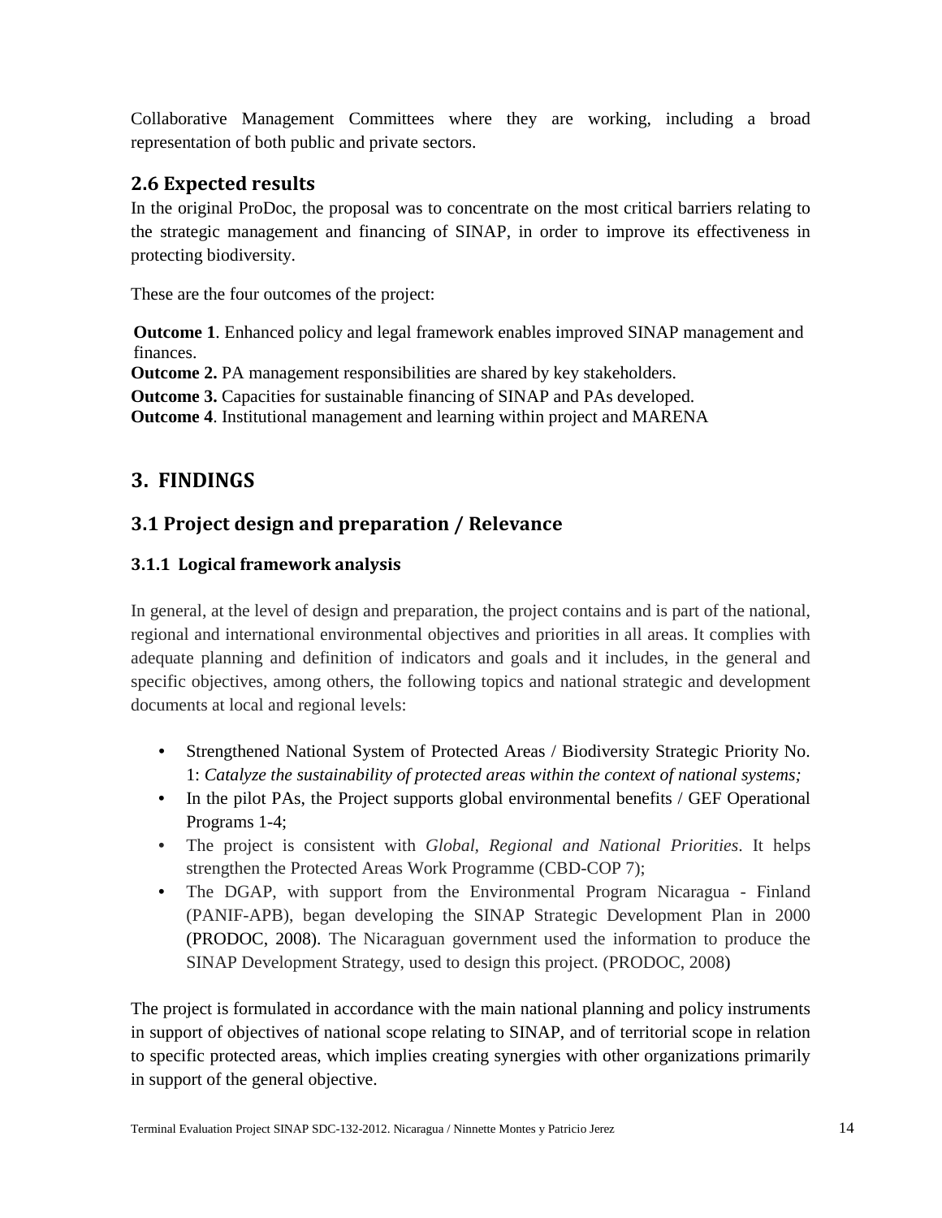Collaborative Management Committees where they are working, including a broad representation of both public and private sectors.

## 2.6 Expected results

In the original ProDoc, the proposal was to concentrate on the most critical barriers relating to the strategic management and financing of SINAP, in order to improve its effectiveness in protecting biodiversity.

These are the four outcomes of the project:

**Outcome 1**. Enhanced policy and legal framework enables improved SINAP management and finances.
**Outcome 2.** PA management responsibilities are shared by key stakeholders.
**Outcome 3.** Capacities for sustainable financing of SINAP and PAs developed.
**Outcome 4**. Institutional management and learning within project and MARENA

# 3. FINDINGS

## 3.1 Project design and preparation / Relevance

### 3.1.1 Logical framework analysis

In general, at the level of design and preparation, the project contains and is part of the national, regional and international environmental objectives and priorities in all areas. It complies with adequate planning and definition of indicators and goals and it includes, in the general and specific objectives, among others, the following topics and national strategic and development documents at local and regional levels:

- Strengthened National System of Protected Areas / Biodiversity Strategic Priority No. 1: *Catalyze the sustainability of protected areas within the context of national systems;*
- In the pilot PAs, the Project supports global environmental benefits / GEF Operational Programs 1-4;
- The project is consistent with *Global, Regional and National Priorities*. It helps strengthen the Protected Areas Work Programme (CBD-COP 7);
- The DGAP, with support from the Environmental Program Nicaragua - Finland (PANIF-APB), began developing the SINAP Strategic Development Plan in 2000 (PRODOC, 2008). The Nicaraguan government used the information to produce the SINAP Development Strategy, used to design this project. (PRODOC, 2008)

The project is formulated in accordance with the main national planning and policy instruments in support of objectives of national scope relating to SINAP, and of territorial scope in relation to specific protected areas, which implies creating synergies with other organizations primarily in support of the general objective.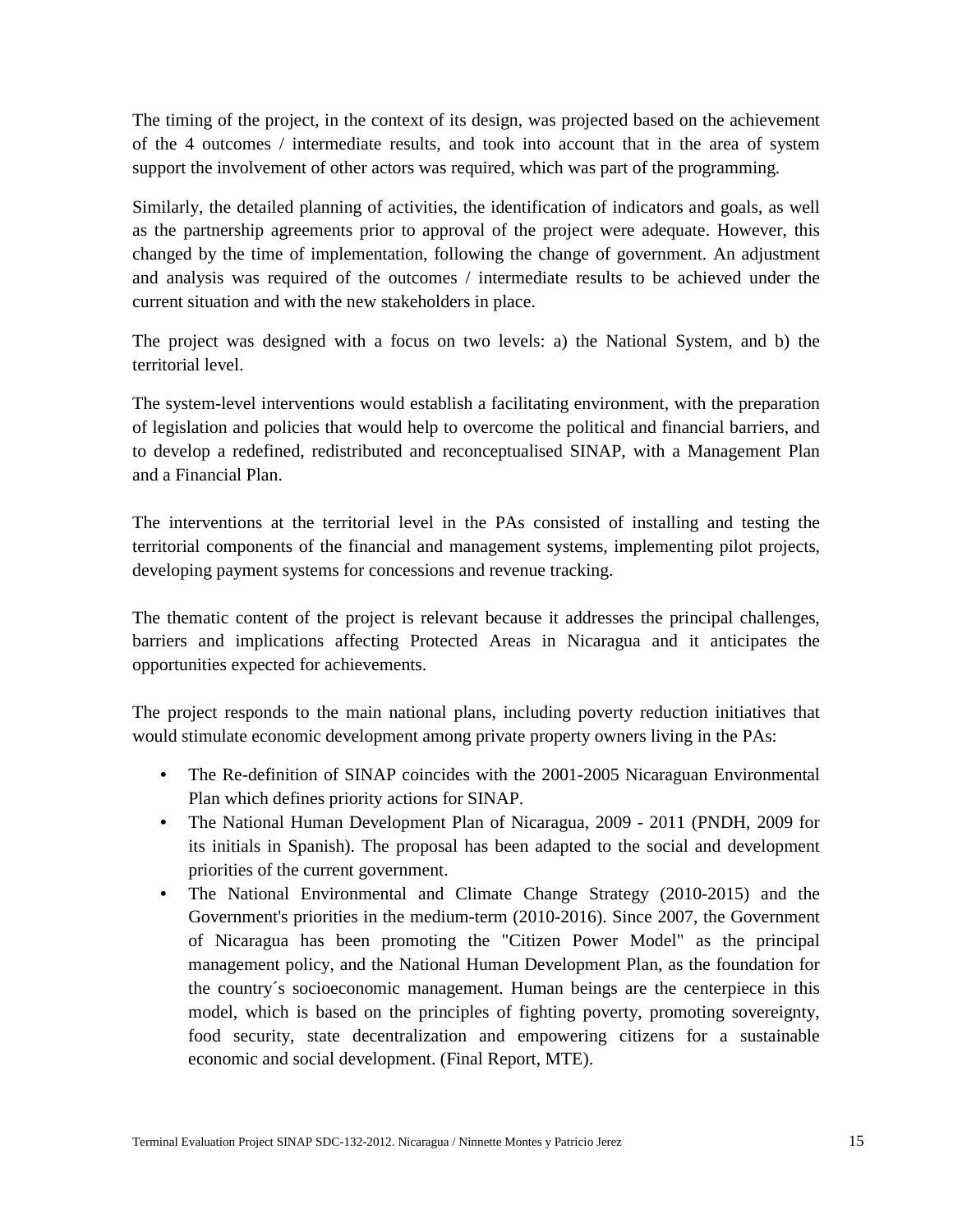The timing of the project, in the context of its design, was projected based on the achievement of the 4 outcomes / intermediate results, and took into account that in the area of system support the involvement of other actors was required, which was part of the programming.

Similarly, the detailed planning of activities, the identification of indicators and goals, as well as the partnership agreements prior to approval of the project were adequate. However, this changed by the time of implementation, following the change of government. An adjustment and analysis was required of the outcomes / intermediate results to be achieved under the current situation and with the new stakeholders in place.

The project was designed with a focus on two levels: a) the National System, and b) the territorial level.

The system-level interventions would establish a facilitating environment, with the preparation of legislation and policies that would help to overcome the political and financial barriers, and to develop a redefined, redistributed and reconceptualised SINAP, with a Management Plan and a Financial Plan.

The interventions at the territorial level in the PAs consisted of installing and testing the territorial components of the financial and management systems, implementing pilot projects, developing payment systems for concessions and revenue tracking.

The thematic content of the project is relevant because it addresses the principal challenges, barriers and implications affecting Protected Areas in Nicaragua and it anticipates the opportunities expected for achievements.

The project responds to the main national plans, including poverty reduction initiatives that would stimulate economic development among private property owners living in the PAs:

- The Re-definition of SINAP coincides with the 2001-2005 Nicaraguan Environmental Plan which defines priority actions for SINAP.
- The National Human Development Plan of Nicaragua, 2009 - 2011 (PNDH, 2009 for its initials in Spanish). The proposal has been adapted to the social and development priorities of the current government.
- The National Environmental and Climate Change Strategy (2010-2015) and the Government's priorities in the medium-term (2010-2016). Since 2007, the Government of Nicaragua has been promoting the "Citizen Power Model" as the principal management policy, and the National Human Development Plan, as the foundation for the country´s socioeconomic management. Human beings are the centerpiece in this model, which is based on the principles of fighting poverty, promoting sovereignty, food security, state decentralization and empowering citizens for a sustainable economic and social development. (Final Report, MTE).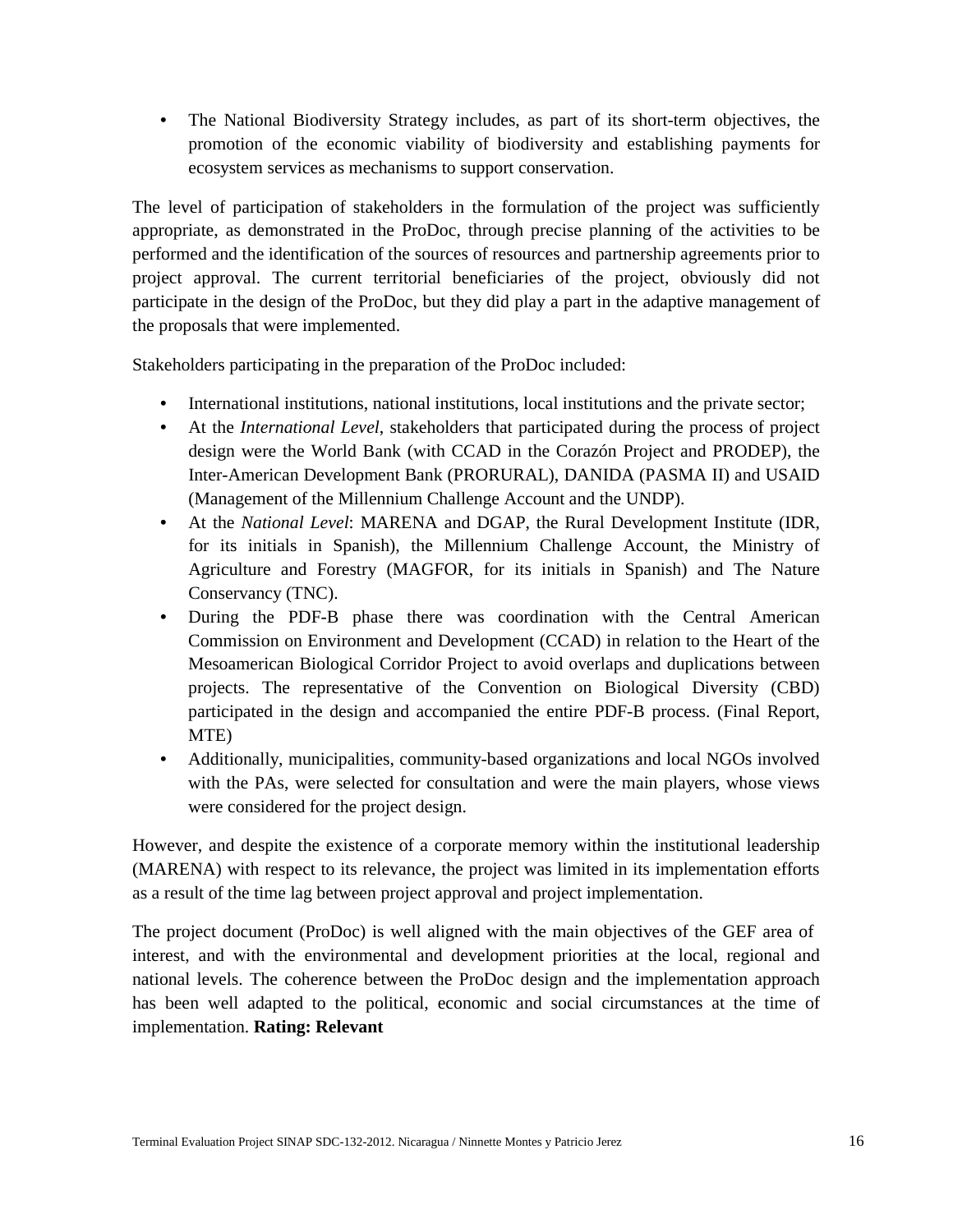- The National Biodiversity Strategy includes, as part of its short-term objectives, the promotion of the economic viability of biodiversity and establishing payments for ecosystem services as mechanisms to support conservation.

The level of participation of stakeholders in the formulation of the project was sufficiently appropriate, as demonstrated in the ProDoc, through precise planning of the activities to be performed and the identification of the sources of resources and partnership agreements prior to project approval. The current territorial beneficiaries of the project, obviously did not participate in the design of the ProDoc, but they did play a part in the adaptive management of the proposals that were implemented.

Stakeholders participating in the preparation of the ProDoc included:

- International institutions, national institutions, local institutions and the private sector;
- At the *International Level*, stakeholders that participated during the process of project design were the World Bank (with CCAD in the Corazón Project and PRODEP), the Inter-American Development Bank (PRORURAL), DANIDA (PASMA II) and USAID (Management of the Millennium Challenge Account and the UNDP).
- At the *National Level*: MARENA and DGAP, the Rural Development Institute (IDR, for its initials in Spanish), the Millennium Challenge Account, the Ministry of Agriculture and Forestry (MAGFOR, for its initials in Spanish) and The Nature Conservancy (TNC).
- During the PDF-B phase there was coordination with the Central American Commission on Environment and Development (CCAD) in relation to the Heart of the Mesoamerican Biological Corridor Project to avoid overlaps and duplications between projects. The representative of the Convention on Biological Diversity (CBD) participated in the design and accompanied the entire PDF-B process. (Final Report, MTE)
- Additionally, municipalities, community-based organizations and local NGOs involved with the PAs, were selected for consultation and were the main players, whose views were considered for the project design.

However, and despite the existence of a corporate memory within the institutional leadership (MARENA) with respect to its relevance, the project was limited in its implementation efforts as a result of the time lag between project approval and project implementation.

The project document (ProDoc) is well aligned with the main objectives of the GEF area of interest, and with the environmental and development priorities at the local, regional and national levels. The coherence between the ProDoc design and the implementation approach has been well adapted to the political, economic and social circumstances at the time of implementation. **Rating: Relevant**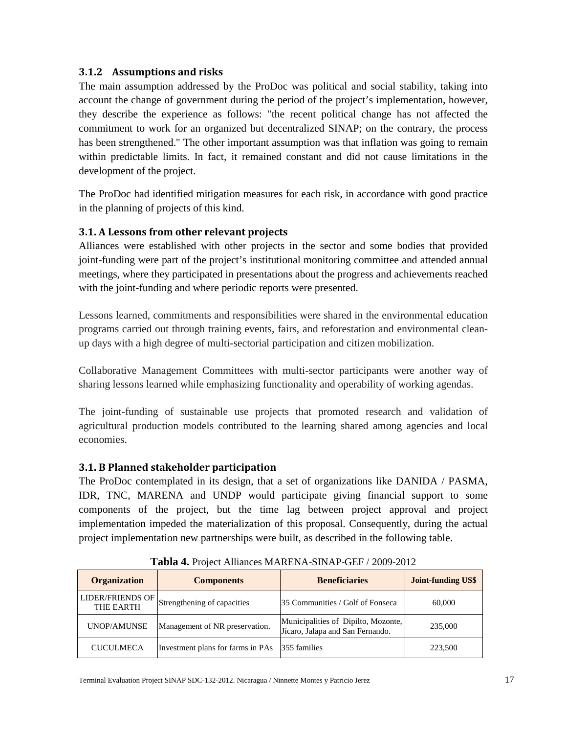### 3.1.2 Assumptions and risks

The main assumption addressed by the ProDoc was political and social stability, taking into account the change of government during the period of the project's implementation, however, they describe the experience as follows: "the recent political change has not affected the commitment to work for an organized but decentralized SINAP; on the contrary, the process has been strengthened." The other important assumption was that inflation was going to remain within predictable limits. In fact, it remained constant and did not cause limitations in the development of the project.

The ProDoc had identified mitigation measures for each risk, in accordance with good practice in the planning of projects of this kind.

### 3.1. A Lessons from other relevant projects

Alliances were established with other projects in the sector and some bodies that provided joint-funding were part of the project's institutional monitoring committee and attended annual meetings, where they participated in presentations about the progress and achievements reached with the joint-funding and where periodic reports were presented.

Lessons learned, commitments and responsibilities were shared in the environmental education programs carried out through training events, fairs, and reforestation and environmental clean-up days with a high degree of multi-sectorial participation and citizen mobilization.

Collaborative Management Committees with multi-sector participants were another way of sharing lessons learned while emphasizing functionality and operability of working agendas.

The joint-funding of sustainable use projects that promoted research and validation of agricultural production models contributed to the learning shared among agencies and local economies.

### 3.1. B Planned stakeholder participation

The ProDoc contemplated in its design, that a set of organizations like DANIDA / PASMA, IDR, TNC, MARENA and UNDP would participate giving financial support to some components of the project, but the time lag between project approval and project implementation impeded the materialization of this proposal. Consequently, during the actual project implementation new partnerships were built, as described in the following table.

**Tabla 4.** Project Alliances MARENA-SINAP-GEF / 2009-2012

| Organization | Components | Beneficiaries | Joint-funding US$ |
|---|---|---|---|
| LIDER/FRIENDS OF THE EARTH | Strengthening of capacities | 35 Communities / Golf of Fonseca | 60,000 |
| UNOP/AMUNSE | Management of NR preservation. | Municipalities of Dipilto, Mozonte, Jícaro, Jalapa and San Fernando. | 235,000 |
| CUCULMECA | Investment plans for farms in PAs | 355 families | 223,500 |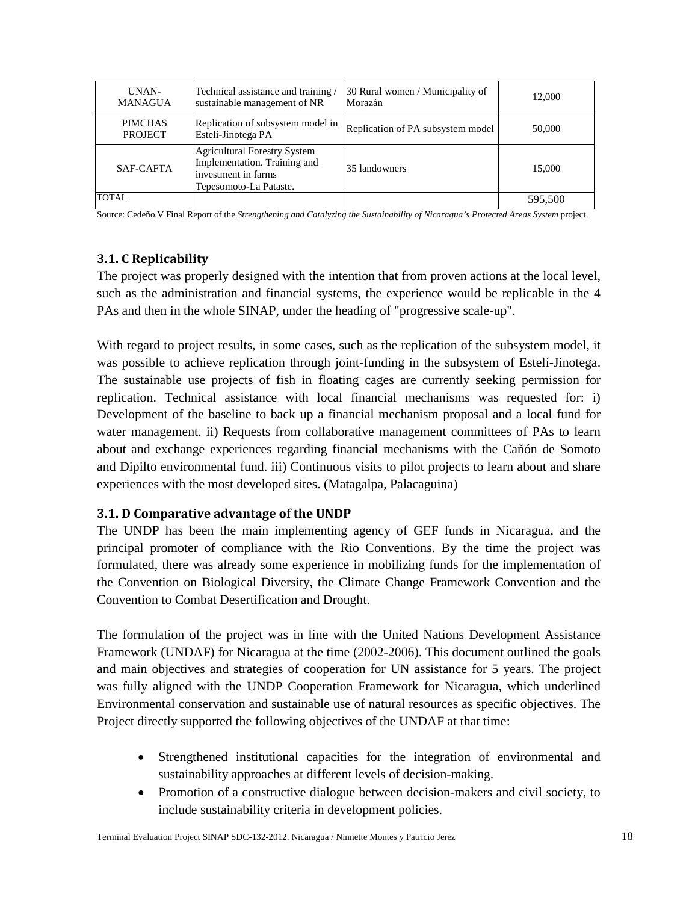| UNAN-MANAGUA | Technical assistance and training / sustainable management of NR | 30 Rural women / Municipality of Morazán | 12,000 |
|---|---|---|---|
| PIMCHAS PROJECT | Replication of subsystem model in Estelí-Jinotega PA | Replication of PA subsystem model | 50,000 |
| SAF-CAFTA | Agricultural Forestry System Implementation. Training and investment in farms Tepesomoto-La Pataste. | 35 landowners | 15,000 |
| TOTAL | | | 595,500 |

Source: Cedeño.V Final Report of the *Strengthening and Catalyzing the Sustainability of Nicaragua's Protected Areas System* project.

### 3.1. C Replicability

The project was properly designed with the intention that from proven actions at the local level, such as the administration and financial systems, the experience would be replicable in the 4 PAs and then in the whole SINAP, under the heading of "progressive scale-up".

With regard to project results, in some cases, such as the replication of the subsystem model, it was possible to achieve replication through joint-funding in the subsystem of Estelí-Jinotega. The sustainable use projects of fish in floating cages are currently seeking permission for replication. Technical assistance with local financial mechanisms was requested for: i) Development of the baseline to back up a financial mechanism proposal and a local fund for water management. ii) Requests from collaborative management committees of PAs to learn about and exchange experiences regarding financial mechanisms with the Cañón de Somoto and Dipilto environmental fund. iii) Continuous visits to pilot projects to learn about and share experiences with the most developed sites. (Matagalpa, Palacaguina)

### 3.1. D Comparative advantage of the UNDP

The UNDP has been the main implementing agency of GEF funds in Nicaragua, and the principal promoter of compliance with the Rio Conventions. By the time the project was formulated, there was already some experience in mobilizing funds for the implementation of the Convention on Biological Diversity, the Climate Change Framework Convention and the Convention to Combat Desertification and Drought.

The formulation of the project was in line with the United Nations Development Assistance Framework (UNDAF) for Nicaragua at the time (2002-2006). This document outlined the goals and main objectives and strategies of cooperation for UN assistance for 5 years. The project was fully aligned with the UNDP Cooperation Framework for Nicaragua, which underlined Environmental conservation and sustainable use of natural resources as specific objectives. The Project directly supported the following objectives of the UNDAF at that time:

- Strengthened institutional capacities for the integration of environmental and sustainability approaches at different levels of decision-making.
- Promotion of a constructive dialogue between decision-makers and civil society, to include sustainability criteria in development policies.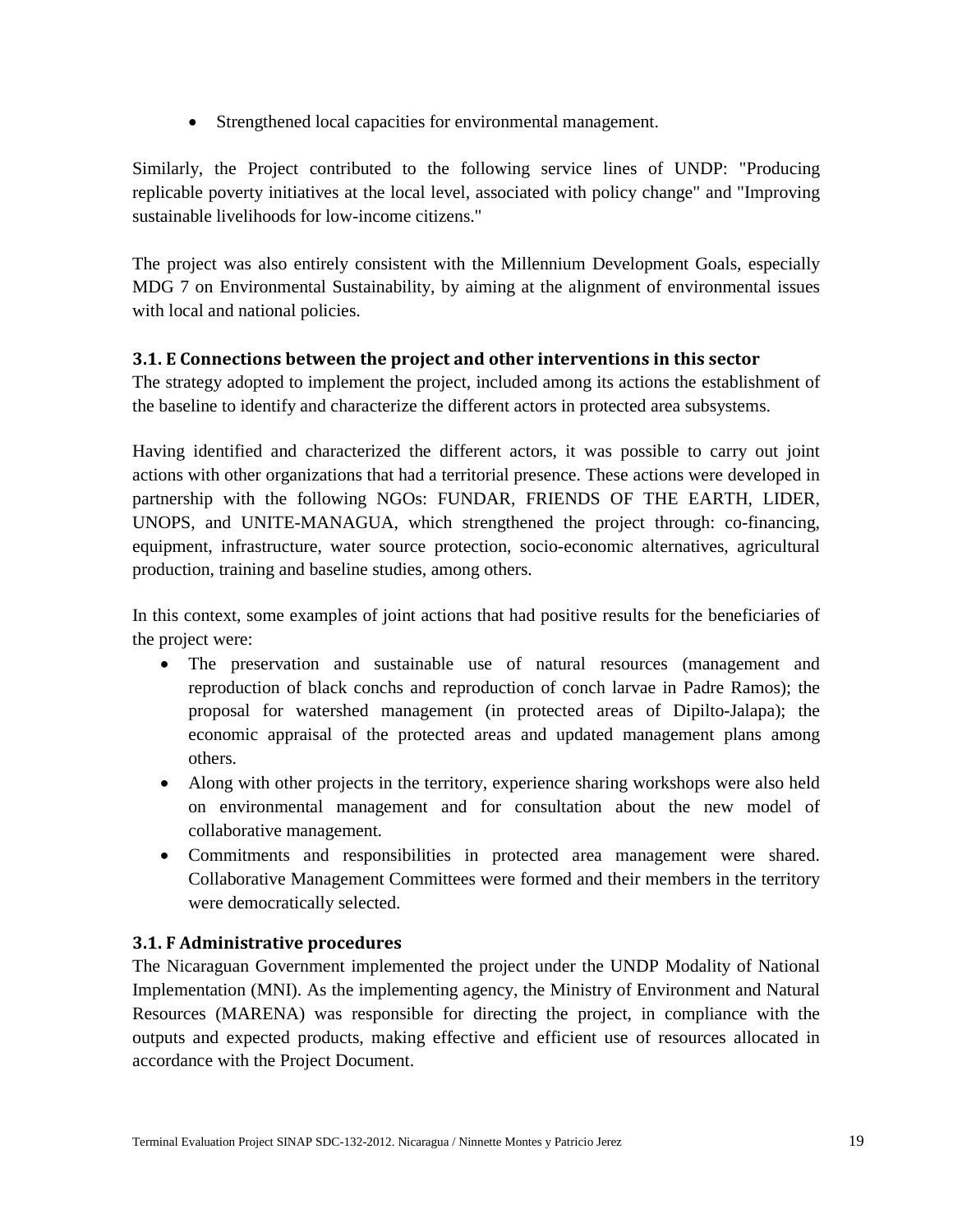- Strengthened local capacities for environmental management.

Similarly, the Project contributed to the following service lines of UNDP: "Producing replicable poverty initiatives at the local level, associated with policy change" and "Improving sustainable livelihoods for low-income citizens."

The project was also entirely consistent with the Millennium Development Goals, especially MDG 7 on Environmental Sustainability, by aiming at the alignment of environmental issues with local and national policies.

### 3.1. E Connections between the project and other interventions in this sector

The strategy adopted to implement the project, included among its actions the establishment of the baseline to identify and characterize the different actors in protected area subsystems.

Having identified and characterized the different actors, it was possible to carry out joint actions with other organizations that had a territorial presence. These actions were developed in partnership with the following NGOs: FUNDAR, FRIENDS OF THE EARTH, LIDER, UNOPS, and UNITE-MANAGUA, which strengthened the project through: co-financing, equipment, infrastructure, water source protection, socio-economic alternatives, agricultural production, training and baseline studies, among others.

In this context, some examples of joint actions that had positive results for the beneficiaries of the project were:

- The preservation and sustainable use of natural resources (management and reproduction of black conchs and reproduction of conch larvae in Padre Ramos); the proposal for watershed management (in protected areas of Dipilto-Jalapa); the economic appraisal of the protected areas and updated management plans among others.
- Along with other projects in the territory, experience sharing workshops were also held on environmental management and for consultation about the new model of collaborative management.
- Commitments and responsibilities in protected area management were shared. Collaborative Management Committees were formed and their members in the territory were democratically selected.

### 3.1. F Administrative procedures

The Nicaraguan Government implemented the project under the UNDP Modality of National Implementation (MNI). As the implementing agency, the Ministry of Environment and Natural Resources (MARENA) was responsible for directing the project, in compliance with the outputs and expected products, making effective and efficient use of resources allocated in accordance with the Project Document.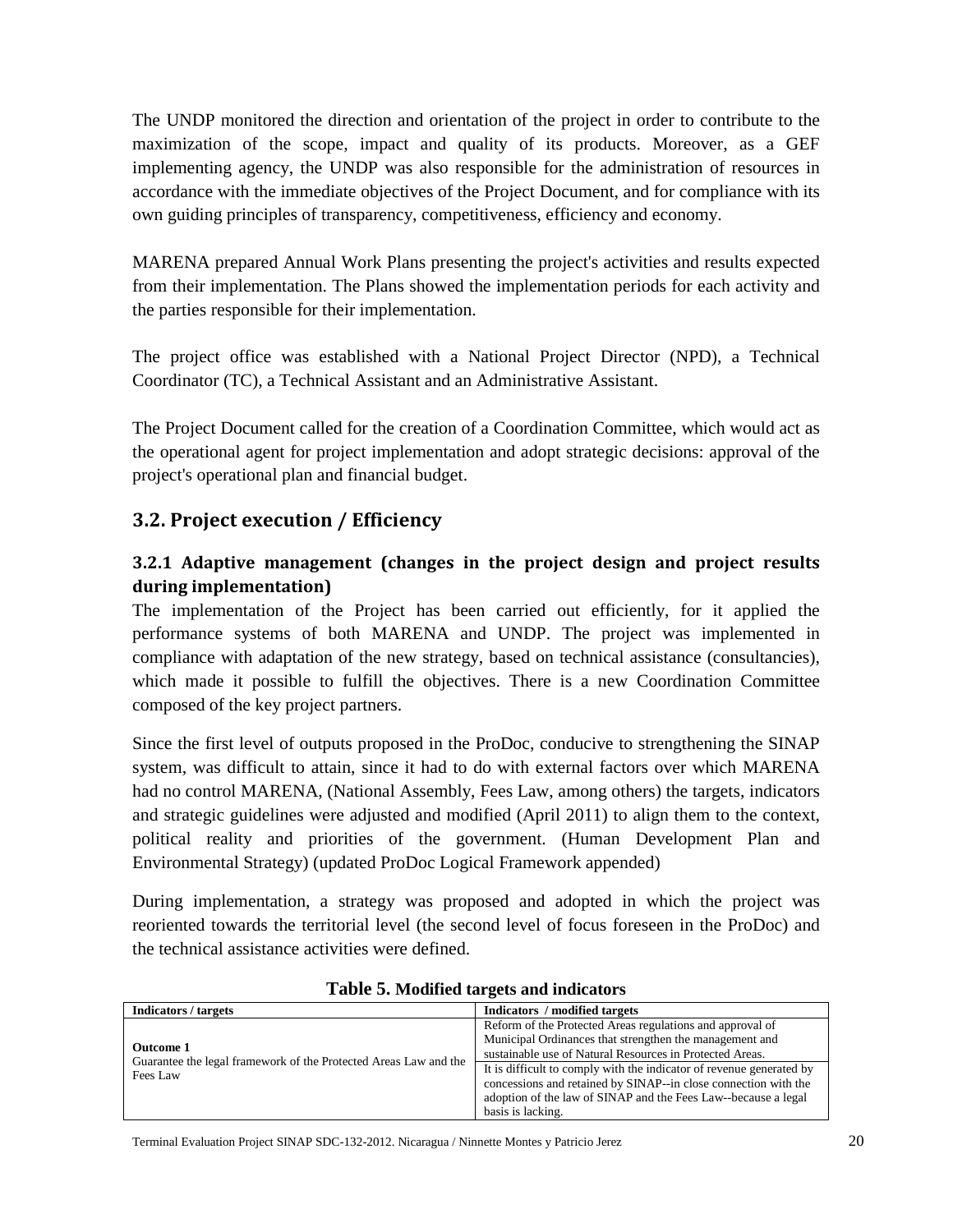The UNDP monitored the direction and orientation of the project in order to contribute to the maximization of the scope, impact and quality of its products. Moreover, as a GEF implementing agency, the UNDP was also responsible for the administration of resources in accordance with the immediate objectives of the Project Document, and for compliance with its own guiding principles of transparency, competitiveness, efficiency and economy.

MARENA prepared Annual Work Plans presenting the project's activities and results expected from their implementation. The Plans showed the implementation periods for each activity and the parties responsible for their implementation.

The project office was established with a National Project Director (NPD), a Technical Coordinator (TC), a Technical Assistant and an Administrative Assistant.

The Project Document called for the creation of a Coordination Committee, which would act as the operational agent for project implementation and adopt strategic decisions: approval of the project's operational plan and financial budget.

## 3.2. Project execution / Efficiency

### 3.2.1 Adaptive management (changes in the project design and project results during implementation)

The implementation of the Project has been carried out efficiently, for it applied the performance systems of both MARENA and UNDP. The project was implemented in compliance with adaptation of the new strategy, based on technical assistance (consultancies), which made it possible to fulfill the objectives. There is a new Coordination Committee composed of the key project partners.

Since the first level of outputs proposed in the ProDoc, conducive to strengthening the SINAP system, was difficult to attain, since it had to do with external factors over which MARENA had no control MARENA, (National Assembly, Fees Law, among others) the targets, indicators and strategic guidelines were adjusted and modified (April 2011) to align them to the context, political reality and priorities of the government. (Human Development Plan and Environmental Strategy) (updated ProDoc Logical Framework appended)

During implementation, a strategy was proposed and adopted in which the project was reoriented towards the territorial level (the second level of focus foreseen in the ProDoc) and the technical assistance activities were defined.

**Table 5. Modified targets and indicators**

| Indicators / targets | Indicators / modified targets |
|---|---|
| **Outcome 1** Guarantee the legal framework of the Protected Areas Law and the Fees Law | Reform of the Protected Areas regulations and approval of Municipal Ordinances that strengthen the management and sustainable use of Natural Resources in Protected Areas. |
| | It is difficult to comply with the indicator of revenue generated by concessions and retained by SINAP--in close connection with the adoption of the law of SINAP and the Fees Law--because a legal basis is lacking. |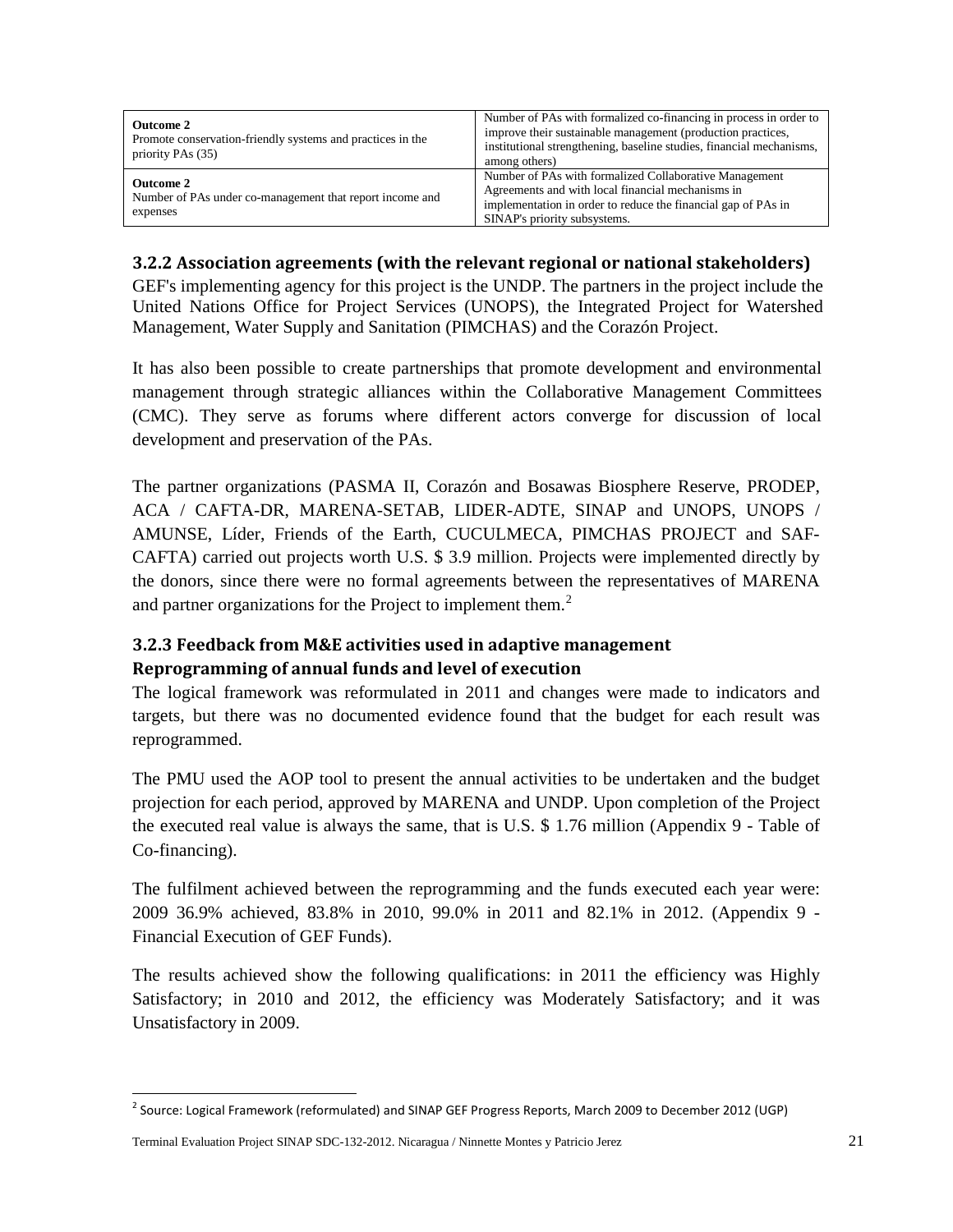| **Outcome 2**<br>Promote conservation-friendly systems and practices in the priority PAs (35) | Number of PAs with formalized co-financing in process in order to improve their sustainable management (production practices, institutional strengthening, baseline studies, financial mechanisms, among others) |
|---|---|
| **Outcome 2**<br>Number of PAs under co-management that report income and expenses | Number of PAs with formalized Collaborative Management Agreements and with local financial mechanisms in implementation in order to reduce the financial gap of PAs in SINAP's priority subsystems. |

### 3.2.2 Association agreements (with the relevant regional or national stakeholders)

GEF's implementing agency for this project is the UNDP. The partners in the project include the United Nations Office for Project Services (UNOPS), the Integrated Project for Watershed Management, Water Supply and Sanitation (PIMCHAS) and the Corazón Project.

It has also been possible to create partnerships that promote development and environmental management through strategic alliances within the Collaborative Management Committees (CMC). They serve as forums where different actors converge for discussion of local development and preservation of the PAs.

The partner organizations (PASMA II, Corazón and Bosawas Biosphere Reserve, PRODEP, ACA / CAFTA-DR, MARENA-SETAB, LIDER-ADTE, SINAP and UNOPS, UNOPS / AMUNSE, Líder, Friends of the Earth, CUCULMECA, PIMCHAS PROJECT and SAF-CAFTA) carried out projects worth U.S. $ 3.9 million. Projects were implemented directly by the donors, since there were no formal agreements between the representatives of MARENA and partner organizations for the Project to implement them.[2]

### 3.2.3 Feedback from M&E activities used in adaptive management

#### Reprogramming of annual funds and level of execution

The logical framework was reformulated in 2011 and changes were made to indicators and targets, but there was no documented evidence found that the budget for each result was reprogrammed.

The PMU used the AOP tool to present the annual activities to be undertaken and the budget projection for each period, approved by MARENA and UNDP. Upon completion of the Project the executed real value is always the same, that is U.S. $ 1.76 million (Appendix 9 - Table of Co-financing).

The fulfilment achieved between the reprogramming and the funds executed each year were: 2009 36.9% achieved, 83.8% in 2010, 99.0% in 2011 and 82.1% in 2012. (Appendix 9 - Financial Execution of GEF Funds).

The results achieved show the following qualifications: in 2011 the efficiency was Highly Satisfactory; in 2010 and 2012, the efficiency was Moderately Satisfactory; and it was Unsatisfactory in 2009.

[2] Source: Logical Framework (reformulated) and SINAP GEF Progress Reports, March 2009 to December 2012 (UGP)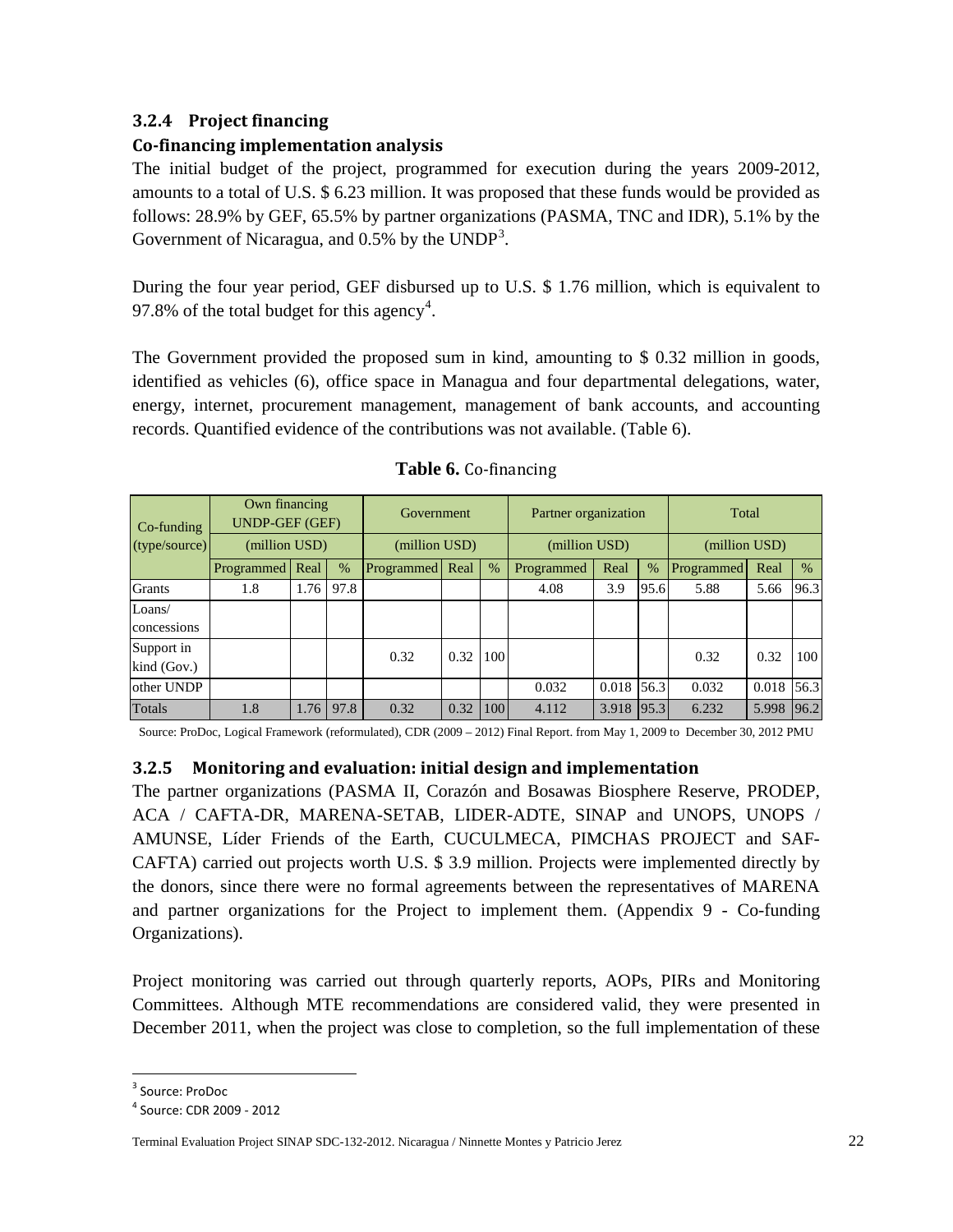### 3.2.4 Project financing

#### Co-financing implementation analysis

The initial budget of the project, programmed for execution during the years 2009-2012, amounts to a total of U.S. $ 6.23 million. It was proposed that these funds would be provided as follows: 28.9% by GEF, 65.5% by partner organizations (PASMA, TNC and IDR), 5.1% by the Government of Nicaragua, and 0.5% by the UNDP[3].

During the four year period, GEF disbursed up to U.S. $ 1.76 million, which is equivalent to 97.8% of the total budget for this agency[4].

The Government provided the proposed sum in kind, amounting to $ 0.32 million in goods, identified as vehicles (6), office space in Managua and four departmental delegations, water, energy, internet, procurement management, management of bank accounts, and accounting records. Quantified evidence of the contributions was not available. (Table 6).

**Table 6.** Co-financing

| Co-funding (type/source) | Own financing UNDP-GEF (GEF) (million USD) | | | Government (million USD) | | | Partner organization (million USD) | | | Total (million USD) | | |
|---|---|---|---|---|---|---|---|---|---|---|---|---|
| | Programmed | Real | % | Programmed | Real | % | Programmed | Real | % | Programmed | Real | % |
| Grants | 1.8 | 1.76 | 97.8 | | | | 4.08 | 3.9 | 95.6 | 5.88 | 5.66 | 96.3 |
| Loans/ concessions | | | | | | | | | | | | |
| Support in kind (Gov.) | | | | 0.32 | 0.32 | 100 | | | | 0.32 | 0.32 | 100 |
| other UNDP | | | | | | | 0.032 | 0.018 | 56.3 | 0.032 | 0.018 | 56.3 |
| Totals | 1.8 | 1.76 | 97.8 | 0.32 | 0.32 | 100 | 4.112 | 3.918 | 95.3 | 6.232 | 5.998 | 96.2 |

Source: ProDoc, Logical Framework (reformulated), CDR (2009 – 2012) Final Report. from May 1, 2009 to December 30, 2012 PMU

### 3.2.5 Monitoring and evaluation: initial design and implementation

The partner organizations (PASMA II, Corazón and Bosawas Biosphere Reserve, PRODEP, ACA / CAFTA-DR, MARENA-SETAB, LIDER-ADTE, SINAP and UNOPS, UNOPS / AMUNSE, Líder Friends of the Earth, CUCULMECA, PIMCHAS PROJECT and SAF-CAFTA) carried out projects worth U.S. $ 3.9 million. Projects were implemented directly by the donors, since there were no formal agreements between the representatives of MARENA and partner organizations for the Project to implement them. (Appendix 9 - Co-funding Organizations).

Project monitoring was carried out through quarterly reports, AOPs, PIRs and Monitoring Committees. Although MTE recommendations are considered valid, they were presented in December 2011, when the project was close to completion, so the full implementation of these

[3] Source: ProDoc

[4] Source: CDR 2009 - 2012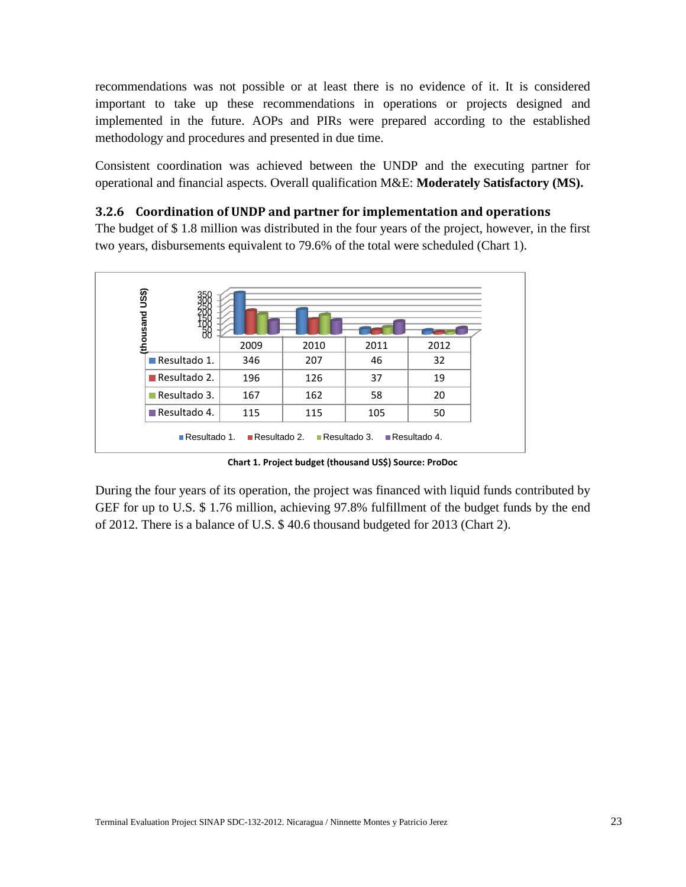recommendations was not possible or at least there is no evidence of it. It is considered important to take up these recommendations in operations or projects designed and implemented in the future. AOPs and PIRs were prepared according to the established methodology and procedures and presented in due time.

Consistent coordination was achieved between the UNDP and the executing partner for operational and financial aspects. Overall qualification M&E: **Moderately Satisfactory (MS).**

### 3.2.6 Coordination of UNDP and partner for implementation and operations

The budget of $ 1.8 million was distributed in the four years of the project, however, in the first two years, disbursements equivalent to 79.6% of the total were scheduled (Chart 1).

| (thousand US$) | 2009 | 2010 | 2011 | 2012 |
|---|---|---|---|---|
| Resultado 1. | 346 | 207 | 46 | 32 |
| Resultado 2. | 196 | 126 | 37 | 19 |
| Resultado 3. | 167 | 162 | 58 | 20 |
| Resultado 4. | 115 | 115 | 105 | 50 |

**Chart 1. Project budget (thousand US$) Source: ProDoc**

During the four years of its operation, the project was financed with liquid funds contributed by GEF for up to U.S. $ 1.76 million, achieving 97.8% fulfillment of the budget funds by the end of 2012. There is a balance of U.S. $ 40.6 thousand budgeted for 2013 (Chart 2).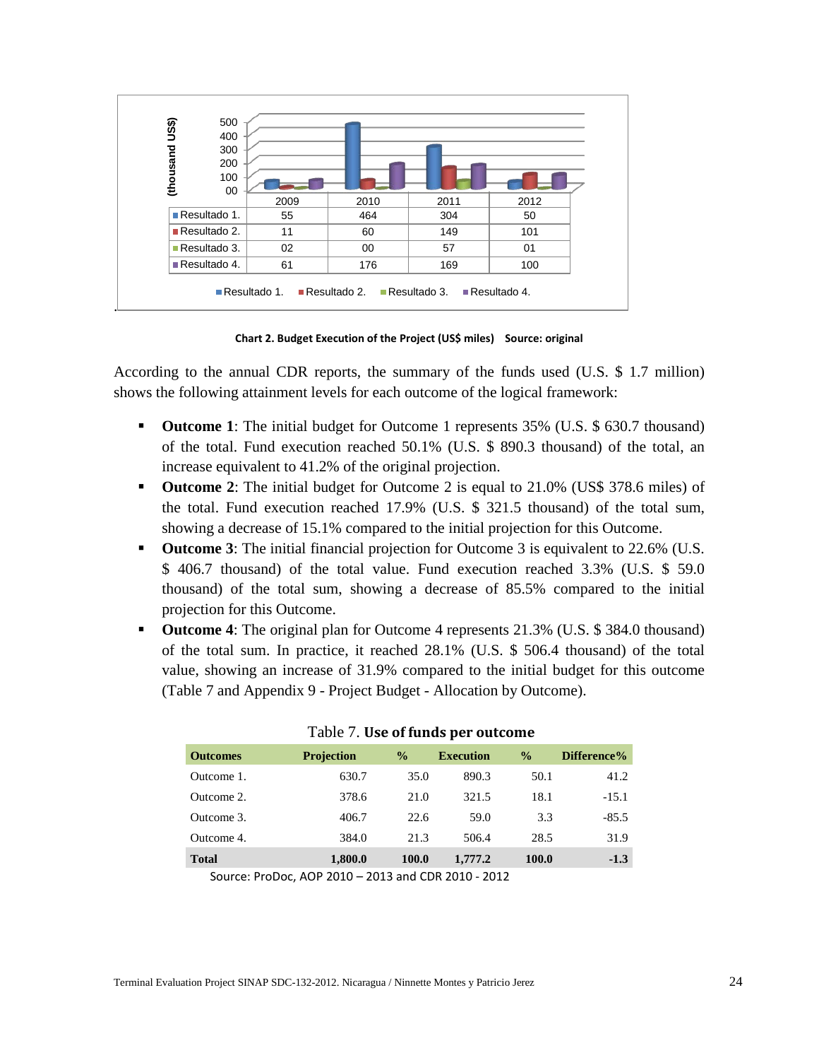| (thousand US$) | 2009 | 2010 | 2011 | 2012 |
|---|---|---|---|---|
| Resultado 1. | 55 | 464 | 304 | 50 |
| Resultado 2. | 11 | 60 | 149 | 101 |
| Resultado 3. | 02 | 00 | 57 | 01 |
| Resultado 4. | 61 | 176 | 169 | 100 |

**Chart 2. Budget Execution of the Project (US$ miles) Source: original**

According to the annual CDR reports, the summary of the funds used (U.S. $ 1.7 million) shows the following attainment levels for each outcome of the logical framework:

- **Outcome 1**: The initial budget for Outcome 1 represents 35% (U.S. $ 630.7 thousand) of the total. Fund execution reached 50.1% (U.S. $ 890.3 thousand) of the total, an increase equivalent to 41.2% of the original projection.
- **Outcome 2**: The initial budget for Outcome 2 is equal to 21.0% (US$ 378.6 miles) of the total. Fund execution reached 17.9% (U.S. $ 321.5 thousand) of the total sum, showing a decrease of 15.1% compared to the initial projection for this Outcome.
- **Outcome 3**: The initial financial projection for Outcome 3 is equivalent to 22.6% (U.S. $ 406.7 thousand) of the total value. Fund execution reached 3.3% (U.S. $ 59.0 thousand) of the total sum, showing a decrease of 85.5% compared to the initial projection for this Outcome.
- **Outcome 4**: The original plan for Outcome 4 represents 21.3% (U.S. $ 384.0 thousand) of the total sum. In practice, it reached 28.1% (U.S. $ 506.4 thousand) of the total value, showing an increase of 31.9% compared to the initial budget for this outcome (Table 7 and Appendix 9 - Project Budget - Allocation by Outcome).

Table 7. **Use of funds per outcome**

| Outcomes | Projection | % | Execution | % | Difference% |
|---|---|---|---|---|---|
| Outcome 1. | 630.7 | 35.0 | 890.3 | 50.1 | 41.2 |
| Outcome 2. | 378.6 | 21.0 | 321.5 | 18.1 | -15.1 |
| Outcome 3. | 406.7 | 22.6 | 59.0 | 3.3 | -85.5 |
| Outcome 4. | 384.0 | 21.3 | 506.4 | 28.5 | 31.9 |
| **Total** | **1,800.0** | **100.0** | **1,777.2** | **100.0** | **-1.3** |

Source: ProDoc, AOP 2010 – 2013 and CDR 2010 - 2012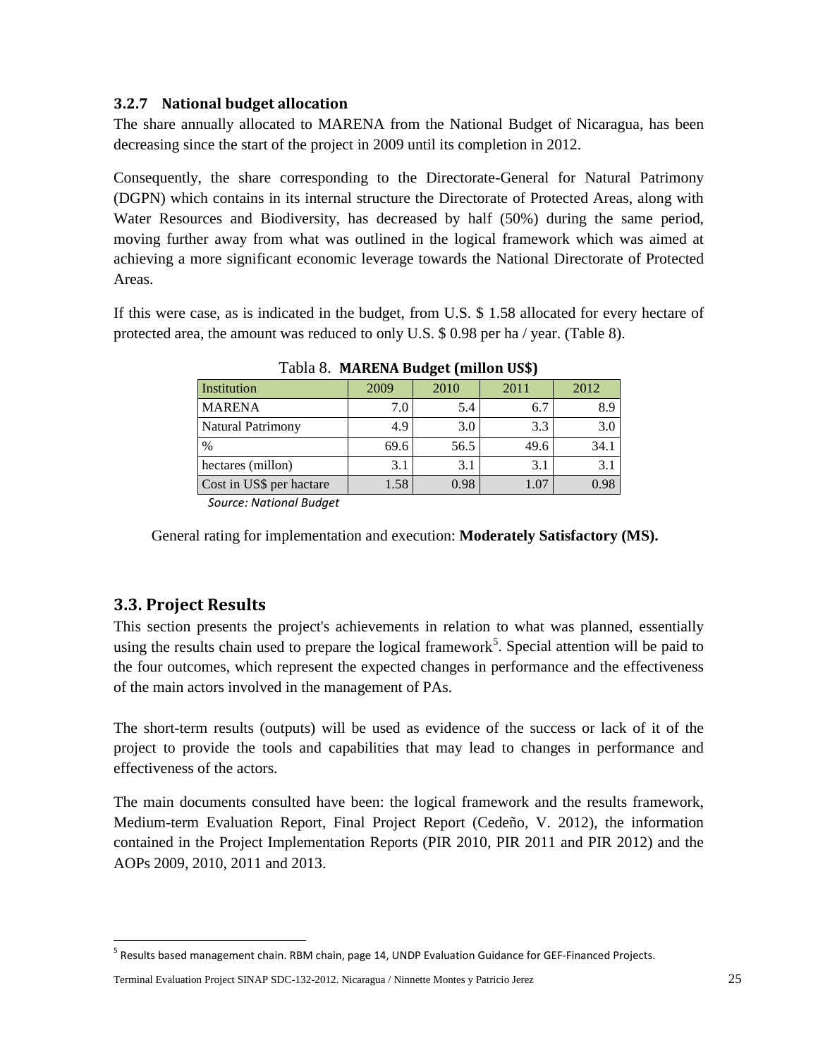### 3.2.7 National budget allocation

The share annually allocated to MARENA from the National Budget of Nicaragua, has been decreasing since the start of the project in 2009 until its completion in 2012.

Consequently, the share corresponding to the Directorate-General for Natural Patrimony (DGPN) which contains in its internal structure the Directorate of Protected Areas, along with Water Resources and Biodiversity, has decreased by half (50%) during the same period, moving further away from what was outlined in the logical framework which was aimed at achieving a more significant economic leverage towards the National Directorate of Protected Areas.

If this were case, as is indicated in the budget, from U.S. $ 1.58 allocated for every hectare of protected area, the amount was reduced to only U.S. $ 0.98 per ha / year. (Table 8).

Tabla 8. **MARENA Budget (millon US$)**

| Institution | 2009 | 2010 | 2011 | 2012 |
|---|---|---|---|---|
| MARENA | 7.0 | 5.4 | 6.7 | 8.9 |
| Natural Patrimony | 4.9 | 3.0 | 3.3 | 3.0 |
| % | 69.6 | 56.5 | 49.6 | 34.1 |
| hectares (millon) | 3.1 | 3.1 | 3.1 | 3.1 |
| Cost in US$ per hactare | 1.58 | 0.98 | 1.07 | 0.98 |

*Source: National Budget*

General rating for implementation and execution: **Moderately Satisfactory (MS).**

## 3.3. Project Results

This section presents the project's achievements in relation to what was planned, essentially using the results chain used to prepare the logical framework[5]. Special attention will be paid to the four outcomes, which represent the expected changes in performance and the effectiveness of the main actors involved in the management of PAs.

The short-term results (outputs) will be used as evidence of the success or lack of it of the project to provide the tools and capabilities that may lead to changes in performance and effectiveness of the actors.

The main documents consulted have been: the logical framework and the results framework, Medium-term Evaluation Report, Final Project Report (Cedeño, V. 2012), the information contained in the Project Implementation Reports (PIR 2010, PIR 2011 and PIR 2012) and the AOPs 2009, 2010, 2011 and 2013.

[5] Results based management chain. RBM chain, page 14, UNDP Evaluation Guidance for GEF-Financed Projects.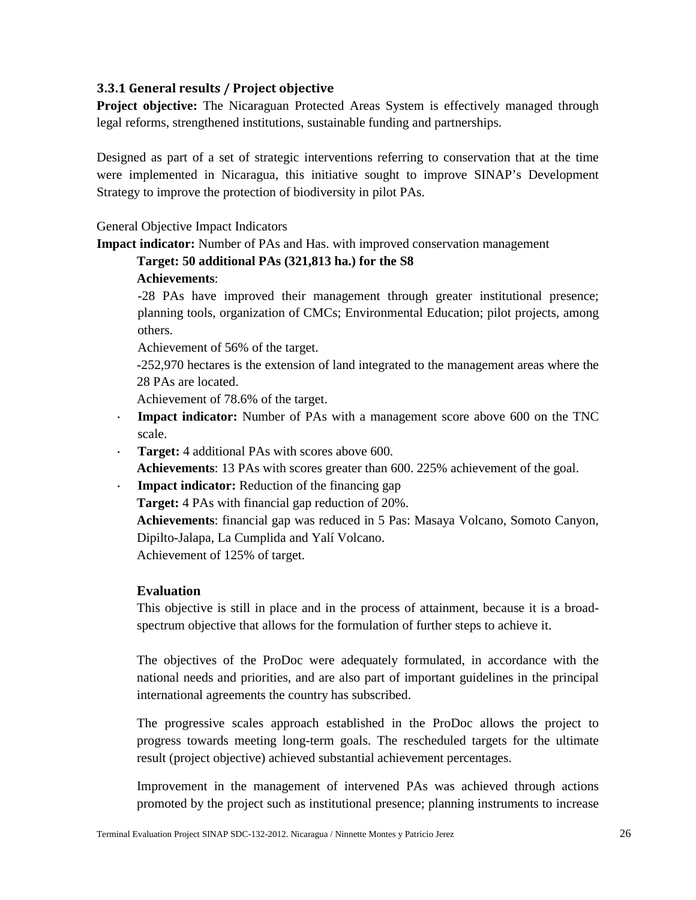### 3.3.1 General results / Project objective

**Project objective:** The Nicaraguan Protected Areas System is effectively managed through legal reforms, strengthened institutions, sustainable funding and partnerships.

Designed as part of a set of strategic interventions referring to conservation that at the time were implemented in Nicaragua, this initiative sought to improve SINAP's Development Strategy to improve the protection of biodiversity in pilot PAs.

General Objective Impact Indicators

**Impact indicator:** Number of PAs and Has. with improved conservation management

**Target: 50 additional PAs (321,813 ha.) for the S8**

**Achievements**:

-28 PAs have improved their management through greater institutional presence; planning tools, organization of CMCs; Environmental Education; pilot projects, among others.

Achievement of 56% of the target.

-252,970 hectares is the extension of land integrated to the management areas where the 28 PAs are located.

Achievement of 78.6% of the target.

- **Impact indicator:** Number of PAs with a management score above 600 on the TNC scale.
- **Target:** 4 additional PAs with scores above 600.
  **Achievements**: 13 PAs with scores greater than 600. 225% achievement of the goal.
- **Impact indicator:** Reduction of the financing gap
  **Target:** 4 PAs with financial gap reduction of 20%.
  **Achievements**: financial gap was reduced in 5 Pas: Masaya Volcano, Somoto Canyon, Dipilto-Jalapa, La Cumplida and Yalí Volcano.
  Achievement of 125% of target.

**Evaluation**

This objective is still in place and in the process of attainment, because it is a broad-spectrum objective that allows for the formulation of further steps to achieve it.

The objectives of the ProDoc were adequately formulated, in accordance with the national needs and priorities, and are also part of important guidelines in the principal international agreements the country has subscribed.

The progressive scales approach established in the ProDoc allows the project to progress towards meeting long-term goals. The rescheduled targets for the ultimate result (project objective) achieved substantial achievement percentages.

Improvement in the management of intervened PAs was achieved through actions promoted by the project such as institutional presence; planning instruments to increase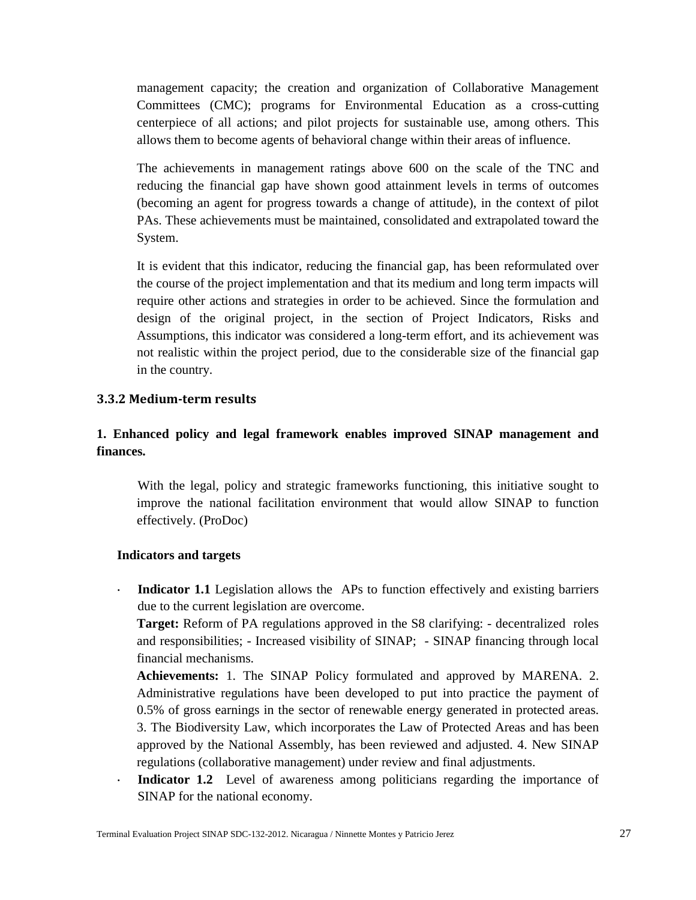management capacity; the creation and organization of Collaborative Management Committees (CMC); programs for Environmental Education as a cross-cutting centerpiece of all actions; and pilot projects for sustainable use, among others. This allows them to become agents of behavioral change within their areas of influence.

The achievements in management ratings above 600 on the scale of the TNC and reducing the financial gap have shown good attainment levels in terms of outcomes (becoming an agent for progress towards a change of attitude), in the context of pilot PAs. These achievements must be maintained, consolidated and extrapolated toward the System.

It is evident that this indicator, reducing the financial gap, has been reformulated over the course of the project implementation and that its medium and long term impacts will require other actions and strategies in order to be achieved. Since the formulation and design of the original project, in the section of Project Indicators, Risks and Assumptions, this indicator was considered a long-term effort, and its achievement was not realistic within the project period, due to the considerable size of the financial gap in the country.

### 3.3.2 Medium-term results

**1. Enhanced policy and legal framework enables improved SINAP management and finances.**

With the legal, policy and strategic frameworks functioning, this initiative sought to improve the national facilitation environment that would allow SINAP to function effectively. (ProDoc)

**Indicators and targets**

- **Indicator 1.1** Legislation allows the APs to function effectively and existing barriers due to the current legislation are overcome.
  **Target:** Reform of PA regulations approved in the S8 clarifying: - decentralized roles and responsibilities; - Increased visibility of SINAP; - SINAP financing through local financial mechanisms.
  **Achievements:** 1. The SINAP Policy formulated and approved by MARENA. 2. Administrative regulations have been developed to put into practice the payment of 0.5% of gross earnings in the sector of renewable energy generated in protected areas. 3. The Biodiversity Law, which incorporates the Law of Protected Areas and has been approved by the National Assembly, has been reviewed and adjusted. 4. New SINAP regulations (collaborative management) under review and final adjustments.
- **Indicator 1.2** Level of awareness among politicians regarding the importance of SINAP for the national economy.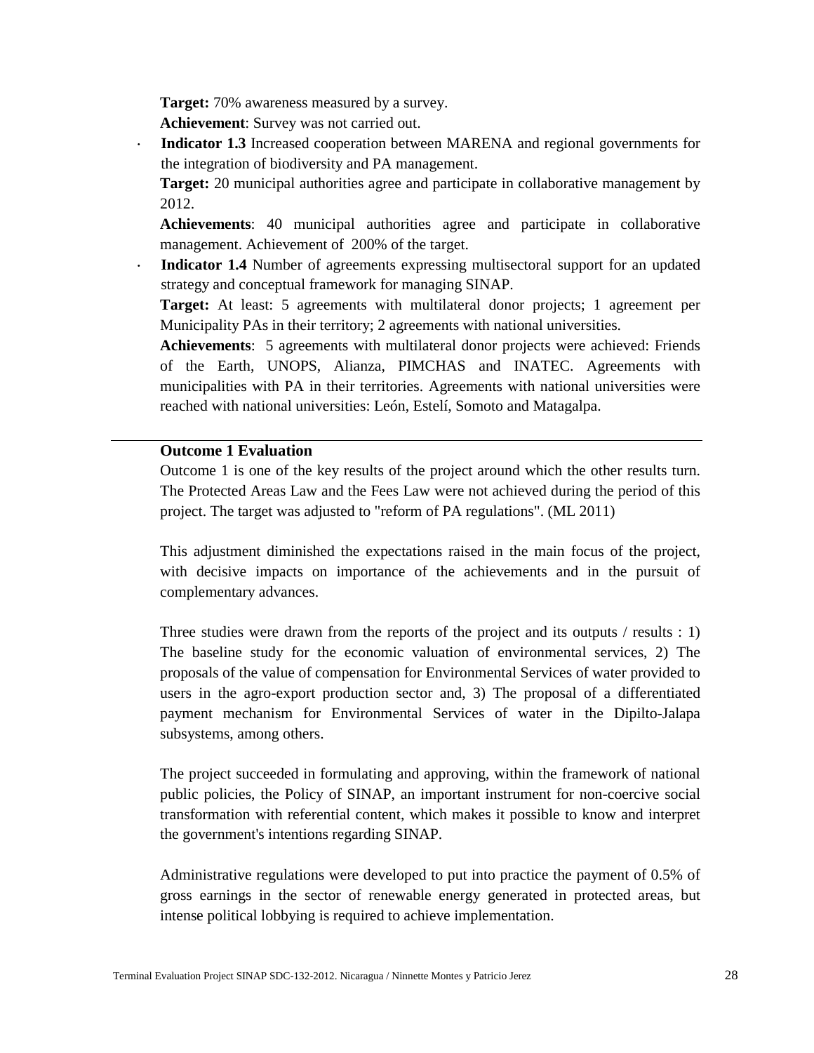**Target:** 70% awareness measured by a survey.
**Achievement**: Survey was not carried out.

- **Indicator 1.3** Increased cooperation between MARENA and regional governments for the integration of biodiversity and PA management.

  **Target:** 20 municipal authorities agree and participate in collaborative management by 2012.

  **Achievements**: 40 municipal authorities agree and participate in collaborative management. Achievement of 200% of the target.

- **Indicator 1.4** Number of agreements expressing multisectoral support for an updated strategy and conceptual framework for managing SINAP.

  **Target:** At least: 5 agreements with multilateral donor projects; 1 agreement per Municipality PAs in their territory; 2 agreements with national universities.

  **Achievements**: 5 agreements with multilateral donor projects were achieved: Friends of the Earth, UNOPS, Alianza, PIMCHAS and INATEC. Agreements with municipalities with PA in their territories. Agreements with national universities were reached with national universities: León, Estelí, Somoto and Matagalpa.

---

**Outcome 1 Evaluation**

Outcome 1 is one of the key results of the project around which the other results turn. The Protected Areas Law and the Fees Law were not achieved during the period of this project. The target was adjusted to "reform of PA regulations". (ML 2011)

This adjustment diminished the expectations raised in the main focus of the project, with decisive impacts on importance of the achievements and in the pursuit of complementary advances.

Three studies were drawn from the reports of the project and its outputs / results : 1) The baseline study for the economic valuation of environmental services, 2) The proposals of the value of compensation for Environmental Services of water provided to users in the agro-export production sector and, 3) The proposal of a differentiated payment mechanism for Environmental Services of water in the Dipilto-Jalapa subsystems, among others.

The project succeeded in formulating and approving, within the framework of national public policies, the Policy of SINAP, an important instrument for non-coercive social transformation with referential content, which makes it possible to know and interpret the government's intentions regarding SINAP.

Administrative regulations were developed to put into practice the payment of 0.5% of gross earnings in the sector of renewable energy generated in protected areas, but intense political lobbying is required to achieve implementation.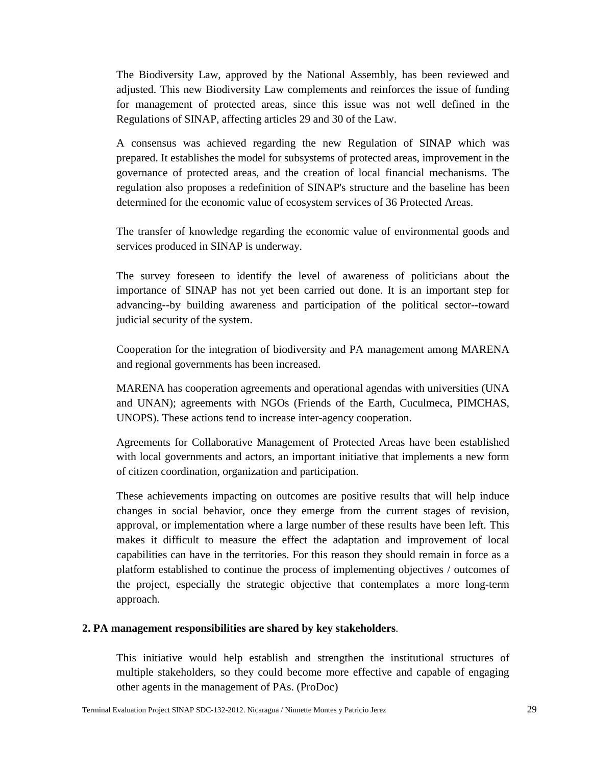The Biodiversity Law, approved by the National Assembly, has been reviewed and adjusted. This new Biodiversity Law complements and reinforces the issue of funding for management of protected areas, since this issue was not well defined in the Regulations of SINAP, affecting articles 29 and 30 of the Law.

A consensus was achieved regarding the new Regulation of SINAP which was prepared. It establishes the model for subsystems of protected areas, improvement in the governance of protected areas, and the creation of local financial mechanisms. The regulation also proposes a redefinition of SINAP's structure and the baseline has been determined for the economic value of ecosystem services of 36 Protected Areas.

The transfer of knowledge regarding the economic value of environmental goods and services produced in SINAP is underway.

The survey foreseen to identify the level of awareness of politicians about the importance of SINAP has not yet been carried out done. It is an important step for advancing--by building awareness and participation of the political sector--toward judicial security of the system.

Cooperation for the integration of biodiversity and PA management among MARENA and regional governments has been increased.

MARENA has cooperation agreements and operational agendas with universities (UNA and UNAN); agreements with NGOs (Friends of the Earth, Cuculmeca, PIMCHAS, UNOPS). These actions tend to increase inter-agency cooperation.

Agreements for Collaborative Management of Protected Areas have been established with local governments and actors, an important initiative that implements a new form of citizen coordination, organization and participation.

These achievements impacting on outcomes are positive results that will help induce changes in social behavior, once they emerge from the current stages of revision, approval, or implementation where a large number of these results have been left. This makes it difficult to measure the effect the adaptation and improvement of local capabilities can have in the territories. For this reason they should remain in force as a platform established to continue the process of implementing objectives / outcomes of the project, especially the strategic objective that contemplates a more long-term approach.

**2. PA management responsibilities are shared by key stakeholders**.

This initiative would help establish and strengthen the institutional structures of multiple stakeholders, so they could become more effective and capable of engaging other agents in the management of PAs. (ProDoc)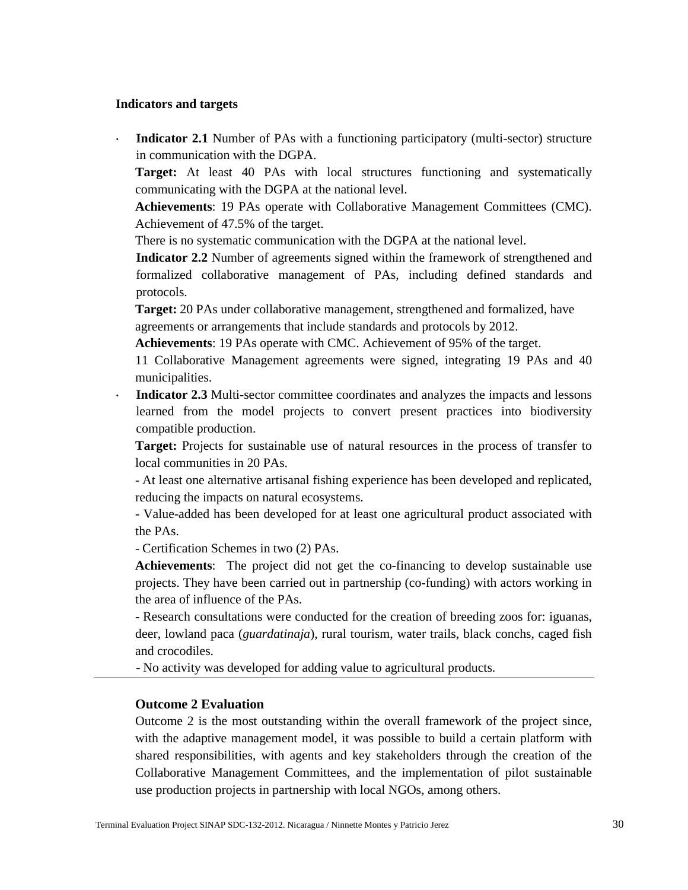**Indicators and targets**

- **Indicator 2.1** Number of PAs with a functioning participatory (multi-sector) structure in communication with the DGPA.

  **Target:** At least 40 PAs with local structures functioning and systematically communicating with the DGPA at the national level.

  **Achievements**: 19 PAs operate with Collaborative Management Committees (CMC). Achievement of 47.5% of the target.

  There is no systematic communication with the DGPA at the national level.

  **Indicator 2.2** Number of agreements signed within the framework of strengthened and formalized collaborative management of PAs, including defined standards and protocols.

  **Target:** 20 PAs under collaborative management, strengthened and formalized, have agreements or arrangements that include standards and protocols by 2012.

  **Achievements**: 19 PAs operate with CMC. Achievement of 95% of the target.

  11 Collaborative Management agreements were signed, integrating 19 PAs and 40 municipalities.

- **Indicator 2.3** Multi-sector committee coordinates and analyzes the impacts and lessons learned from the model projects to convert present practices into biodiversity compatible production.

  **Target:** Projects for sustainable use of natural resources in the process of transfer to local communities in 20 PAs.

  - At least one alternative artisanal fishing experience has been developed and replicated, reducing the impacts on natural ecosystems.

  - Value-added has been developed for at least one agricultural product associated with the PAs.

  - Certification Schemes in two (2) PAs.

  **Achievements**: The project did not get the co-financing to develop sustainable use projects. They have been carried out in partnership (co-funding) with actors working in the area of influence of the PAs.

  - Research consultations were conducted for the creation of breeding zoos for: iguanas, deer, lowland paca (*guardatinaja*), rural tourism, water trails, black conchs, caged fish and crocodiles.

  - No activity was developed for adding value to agricultural products.

---

**Outcome 2 Evaluation**

Outcome 2 is the most outstanding within the overall framework of the project since, with the adaptive management model, it was possible to build a certain platform with shared responsibilities, with agents and key stakeholders through the creation of the Collaborative Management Committees, and the implementation of pilot sustainable use production projects in partnership with local NGOs, among others.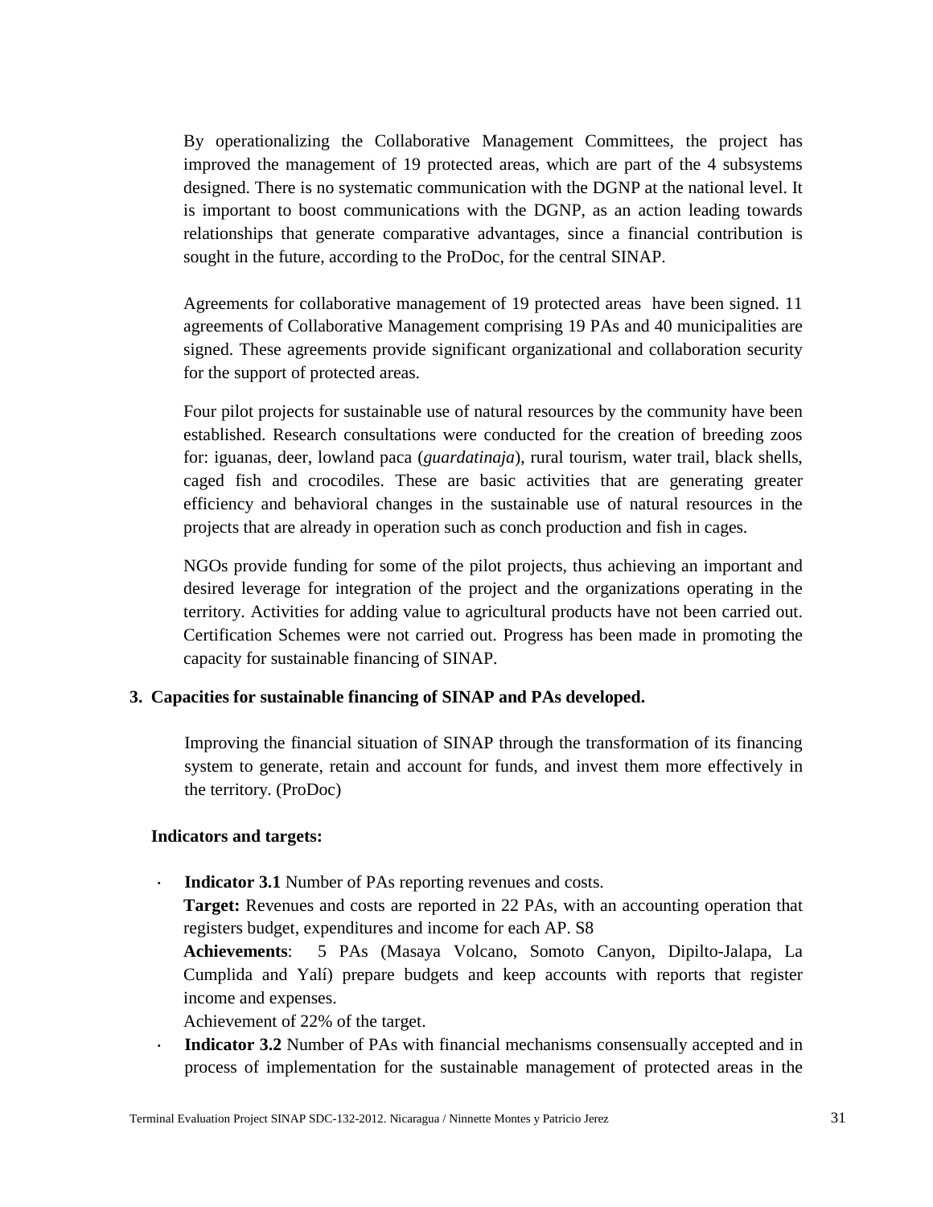By operationalizing the Collaborative Management Committees, the project has improved the management of 19 protected areas, which are part of the 4 subsystems designed. There is no systematic communication with the DGNP at the national level. It is important to boost communications with the DGNP, as an action leading towards relationships that generate comparative advantages, since a financial contribution is sought in the future, according to the ProDoc, for the central SINAP.

Agreements for collaborative management of 19 protected areas have been signed. 11 agreements of Collaborative Management comprising 19 PAs and 40 municipalities are signed. These agreements provide significant organizational and collaboration security for the support of protected areas.

Four pilot projects for sustainable use of natural resources by the community have been established. Research consultations were conducted for the creation of breeding zoos for: iguanas, deer, lowland paca (*guardatinaja*), rural tourism, water trail, black shells, caged fish and crocodiles. These are basic activities that are generating greater efficiency and behavioral changes in the sustainable use of natural resources in the projects that are already in operation such as conch production and fish in cages.

NGOs provide funding for some of the pilot projects, thus achieving an important and desired leverage for integration of the project and the organizations operating in the territory. Activities for adding value to agricultural products have not been carried out. Certification Schemes were not carried out. Progress has been made in promoting the capacity for sustainable financing of SINAP.

## 3. Capacities for sustainable financing of SINAP and PAs developed.

Improving the financial situation of SINAP through the transformation of its financing system to generate, retain and account for funds, and invest them more effectively in the territory. (ProDoc)

**Indicators and targets:**

- **Indicator 3.1** Number of PAs reporting revenues and costs.
  **Target:** Revenues and costs are reported in 22 PAs, with an accounting operation that registers budget, expenditures and income for each AP. S8
  **Achievements**: 5 PAs (Masaya Volcano, Somoto Canyon, Dipilto-Jalapa, La Cumplida and Yalí) prepare budgets and keep accounts with reports that register income and expenses.
  Achievement of 22% of the target.
- **Indicator 3.2** Number of PAs with financial mechanisms consensually accepted and in process of implementation for the sustainable management of protected areas in the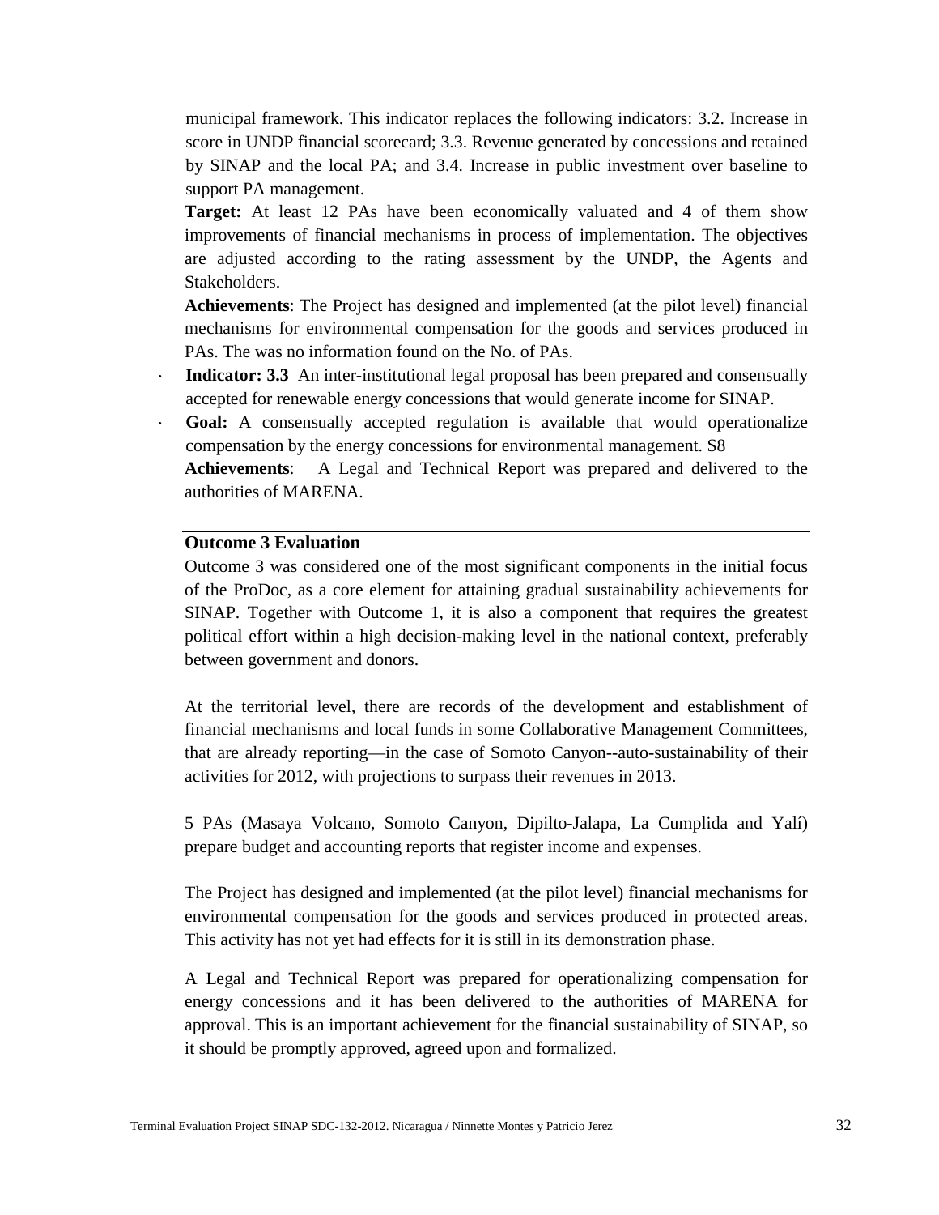municipal framework. This indicator replaces the following indicators: 3.2. Increase in score in UNDP financial scorecard; 3.3. Revenue generated by concessions and retained by SINAP and the local PA; and 3.4. Increase in public investment over baseline to support PA management.

**Target:** At least 12 PAs have been economically valuated and 4 of them show improvements of financial mechanisms in process of implementation. The objectives are adjusted according to the rating assessment by the UNDP, the Agents and Stakeholders.

**Achievements**: The Project has designed and implemented (at the pilot level) financial mechanisms for environmental compensation for the goods and services produced in PAs. The was no information found on the No. of PAs.

- **Indicator: 3.3** An inter-institutional legal proposal has been prepared and consensually accepted for renewable energy concessions that would generate income for SINAP.
- **Goal:** A consensually accepted regulation is available that would operationalize compensation by the energy concessions for environmental management. S8

**Achievements**: A Legal and Technical Report was prepared and delivered to the authorities of MARENA.

**Outcome 3 Evaluation**

Outcome 3 was considered one of the most significant components in the initial focus of the ProDoc, as a core element for attaining gradual sustainability achievements for SINAP. Together with Outcome 1, it is also a component that requires the greatest political effort within a high decision-making level in the national context, preferably between government and donors.

At the territorial level, there are records of the development and establishment of financial mechanisms and local funds in some Collaborative Management Committees, that are already reporting—in the case of Somoto Canyon--auto-sustainability of their activities for 2012, with projections to surpass their revenues in 2013.

5 PAs (Masaya Volcano, Somoto Canyon, Dipilto-Jalapa, La Cumplida and Yalí) prepare budget and accounting reports that register income and expenses.

The Project has designed and implemented (at the pilot level) financial mechanisms for environmental compensation for the goods and services produced in protected areas. This activity has not yet had effects for it is still in its demonstration phase.

A Legal and Technical Report was prepared for operationalizing compensation for energy concessions and it has been delivered to the authorities of MARENA for approval. This is an important achievement for the financial sustainability of SINAP, so it should be promptly approved, agreed upon and formalized.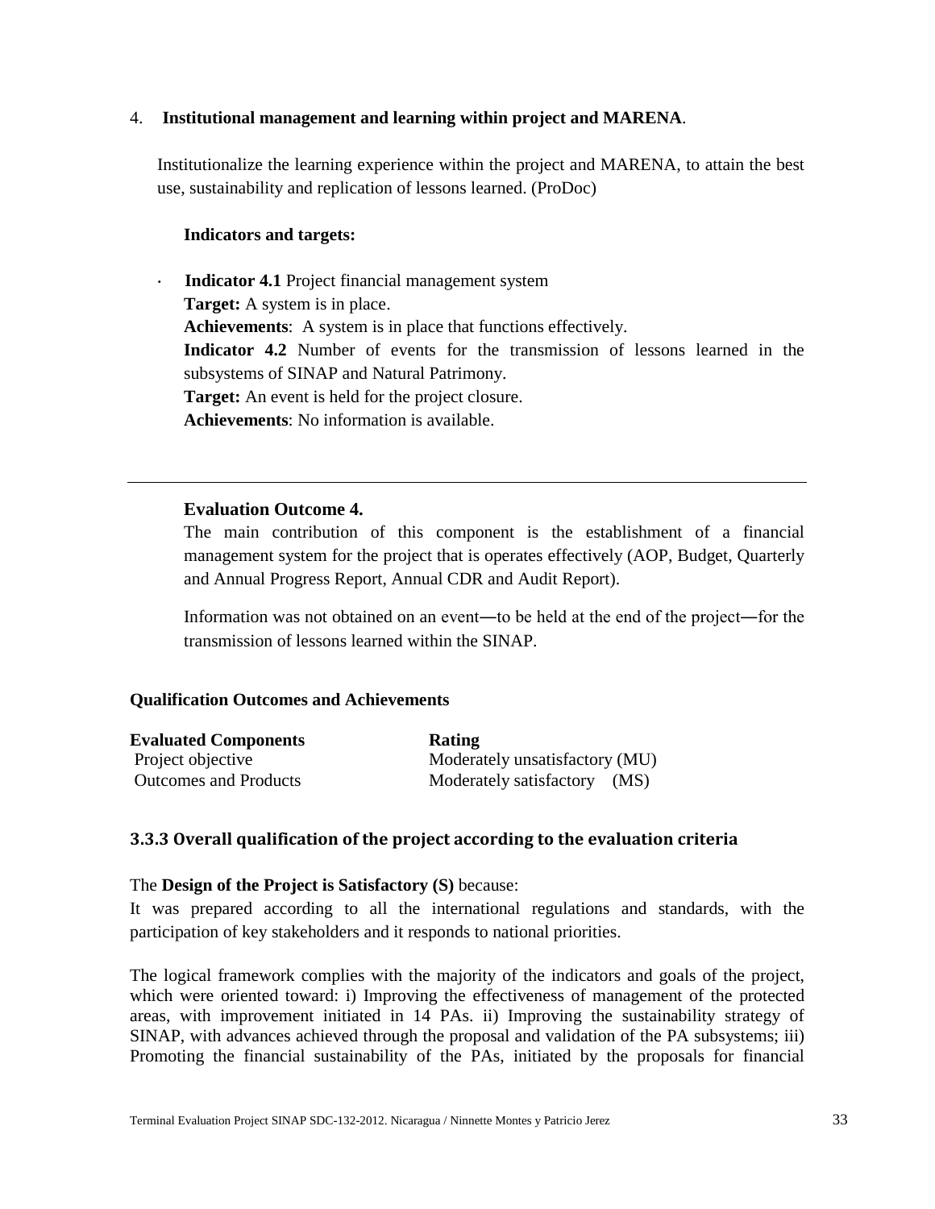4. **Institutional management and learning within project and MARENA**.

Institutionalize the learning experience within the project and MARENA, to attain the best use, sustainability and replication of lessons learned. (ProDoc)

**Indicators and targets:**

- **Indicator 4.1** Project financial management system
  **Target:** A system is in place.
  **Achievements**: A system is in place that functions effectively.
  **Indicator 4.2** Number of events for the transmission of lessons learned in the subsystems of SINAP and Natural Patrimony.
  **Target:** An event is held for the project closure.
  **Achievements**: No information is available.

---

**Evaluation Outcome 4.**

The main contribution of this component is the establishment of a financial management system for the project that is operates effectively (AOP, Budget, Quarterly and Annual Progress Report, Annual CDR and Audit Report).

Information was not obtained on an event—to be held at the end of the project—for the transmission of lessons learned within the SINAP.

**Qualification Outcomes and Achievements**

| **Evaluated Components** | **Rating** |
|---|---|
| Project objective | Moderately unsatisfactory (MU) |
| Outcomes and Products | Moderately satisfactory (MS) |

### 3.3.3 Overall qualification of the project according to the evaluation criteria

The **Design of the Project is Satisfactory (S)** because:

It was prepared according to all the international regulations and standards, with the participation of key stakeholders and it responds to national priorities.

The logical framework complies with the majority of the indicators and goals of the project, which were oriented toward: i) Improving the effectiveness of management of the protected areas, with improvement initiated in 14 PAs. ii) Improving the sustainability strategy of SINAP, with advances achieved through the proposal and validation of the PA subsystems; iii) Promoting the financial sustainability of the PAs, initiated by the proposals for financial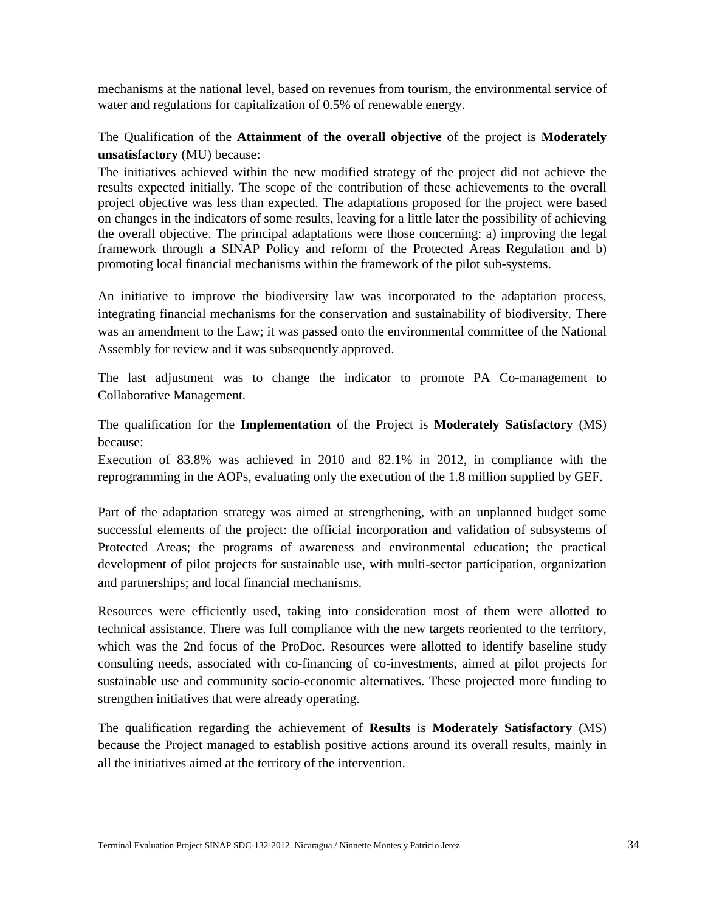mechanisms at the national level, based on revenues from tourism, the environmental service of water and regulations for capitalization of 0.5% of renewable energy.

The Qualification of the **Attainment of the overall objective** of the project is **Moderately unsatisfactory** (MU) because:

The initiatives achieved within the new modified strategy of the project did not achieve the results expected initially. The scope of the contribution of these achievements to the overall project objective was less than expected. The adaptations proposed for the project were based on changes in the indicators of some results, leaving for a little later the possibility of achieving the overall objective. The principal adaptations were those concerning: a) improving the legal framework through a SINAP Policy and reform of the Protected Areas Regulation and b) promoting local financial mechanisms within the framework of the pilot sub-systems.

An initiative to improve the biodiversity law was incorporated to the adaptation process, integrating financial mechanisms for the conservation and sustainability of biodiversity. There was an amendment to the Law; it was passed onto the environmental committee of the National Assembly for review and it was subsequently approved.

The last adjustment was to change the indicator to promote PA Co-management to Collaborative Management.

The qualification for the **Implementation** of the Project is **Moderately Satisfactory** (MS) because:

Execution of 83.8% was achieved in 2010 and 82.1% in 2012, in compliance with the reprogramming in the AOPs, evaluating only the execution of the 1.8 million supplied by GEF.

Part of the adaptation strategy was aimed at strengthening, with an unplanned budget some successful elements of the project: the official incorporation and validation of subsystems of Protected Areas; the programs of awareness and environmental education; the practical development of pilot projects for sustainable use, with multi-sector participation, organization and partnerships; and local financial mechanisms.

Resources were efficiently used, taking into consideration most of them were allotted to technical assistance. There was full compliance with the new targets reoriented to the territory, which was the 2nd focus of the ProDoc. Resources were allotted to identify baseline study consulting needs, associated with co-financing of co-investments, aimed at pilot projects for sustainable use and community socio-economic alternatives. These projected more funding to strengthen initiatives that were already operating.

The qualification regarding the achievement of **Results** is **Moderately Satisfactory** (MS) because the Project managed to establish positive actions around its overall results, mainly in all the initiatives aimed at the territory of the intervention.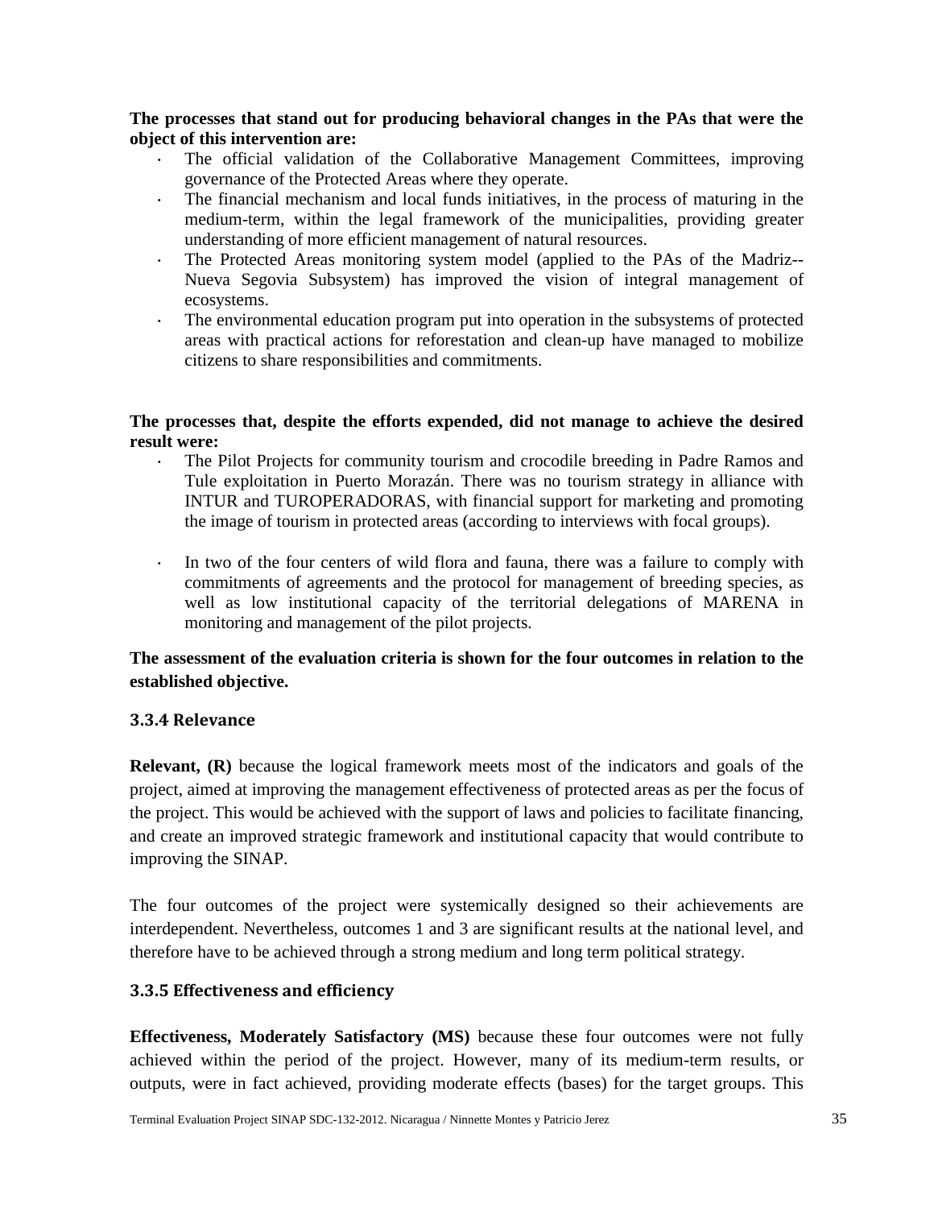**The processes that stand out for producing behavioral changes in the PAs that were the object of this intervention are:**

- The official validation of the Collaborative Management Committees, improving governance of the Protected Areas where they operate.
- The financial mechanism and local funds initiatives, in the process of maturing in the medium-term, within the legal framework of the municipalities, providing greater understanding of more efficient management of natural resources.
- The Protected Areas monitoring system model (applied to the PAs of the Madriz--Nueva Segovia Subsystem) has improved the vision of integral management of ecosystems.
- The environmental education program put into operation in the subsystems of protected areas with practical actions for reforestation and clean-up have managed to mobilize citizens to share responsibilities and commitments.

**The processes that, despite the efforts expended, did not manage to achieve the desired result were:**

- The Pilot Projects for community tourism and crocodile breeding in Padre Ramos and Tule exploitation in Puerto Morazán. There was no tourism strategy in alliance with INTUR and TUROPERADORAS, with financial support for marketing and promoting the image of tourism in protected areas (according to interviews with focal groups).
- In two of the four centers of wild flora and fauna, there was a failure to comply with commitments of agreements and the protocol for management of breeding species, as well as low institutional capacity of the territorial delegations of MARENA in monitoring and management of the pilot projects.

**The assessment of the evaluation criteria is shown for the four outcomes in relation to the established objective.**

### 3.3.4 Relevance

**Relevant, (R)** because the logical framework meets most of the indicators and goals of the project, aimed at improving the management effectiveness of protected areas as per the focus of the project. This would be achieved with the support of laws and policies to facilitate financing, and create an improved strategic framework and institutional capacity that would contribute to improving the SINAP.

The four outcomes of the project were systemically designed so their achievements are interdependent. Nevertheless, outcomes 1 and 3 are significant results at the national level, and therefore have to be achieved through a strong medium and long term political strategy.

### 3.3.5 Effectiveness and efficiency

**Effectiveness, Moderately Satisfactory (MS)** because these four outcomes were not fully achieved within the period of the project. However, many of its medium-term results, or outputs, were in fact achieved, providing moderate effects (bases) for the target groups. This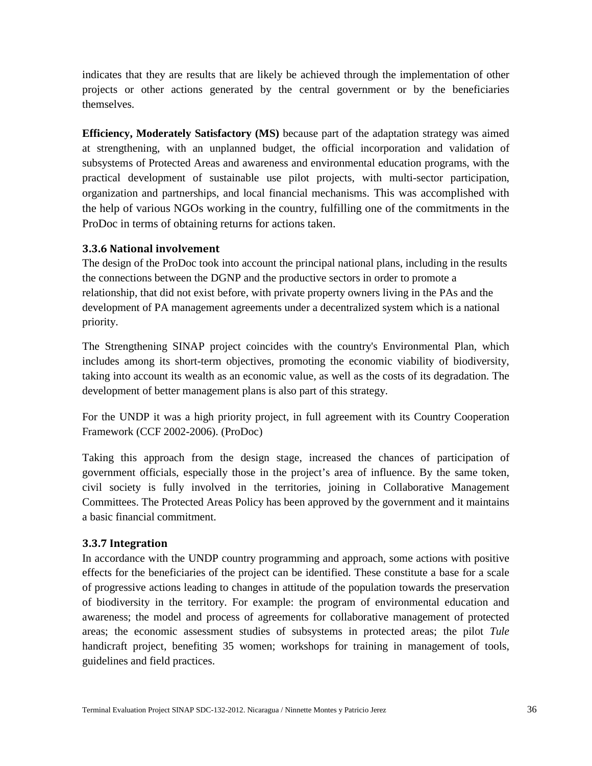indicates that they are results that are likely be achieved through the implementation of other projects or other actions generated by the central government or by the beneficiaries themselves.

**Efficiency, Moderately Satisfactory (MS)** because part of the adaptation strategy was aimed at strengthening, with an unplanned budget, the official incorporation and validation of subsystems of Protected Areas and awareness and environmental education programs, with the practical development of sustainable use pilot projects, with multi-sector participation, organization and partnerships, and local financial mechanisms. This was accomplished with the help of various NGOs working in the country, fulfilling one of the commitments in the ProDoc in terms of obtaining returns for actions taken.

### 3.3.6 National involvement

The design of the ProDoc took into account the principal national plans, including in the results the connections between the DGNP and the productive sectors in order to promote a relationship, that did not exist before, with private property owners living in the PAs and the development of PA management agreements under a decentralized system which is a national priority.

The Strengthening SINAP project coincides with the country's Environmental Plan, which includes among its short-term objectives, promoting the economic viability of biodiversity, taking into account its wealth as an economic value, as well as the costs of its degradation. The development of better management plans is also part of this strategy.

For the UNDP it was a high priority project, in full agreement with its Country Cooperation Framework (CCF 2002-2006). (ProDoc)

Taking this approach from the design stage, increased the chances of participation of government officials, especially those in the project's area of influence. By the same token, civil society is fully involved in the territories, joining in Collaborative Management Committees. The Protected Areas Policy has been approved by the government and it maintains a basic financial commitment.

### 3.3.7 Integration

In accordance with the UNDP country programming and approach, some actions with positive effects for the beneficiaries of the project can be identified. These constitute a base for a scale of progressive actions leading to changes in attitude of the population towards the preservation of biodiversity in the territory. For example: the program of environmental education and awareness; the model and process of agreements for collaborative management of protected areas; the economic assessment studies of subsystems in protected areas; the pilot *Tule* handicraft project, benefiting 35 women; workshops for training in management of tools, guidelines and field practices.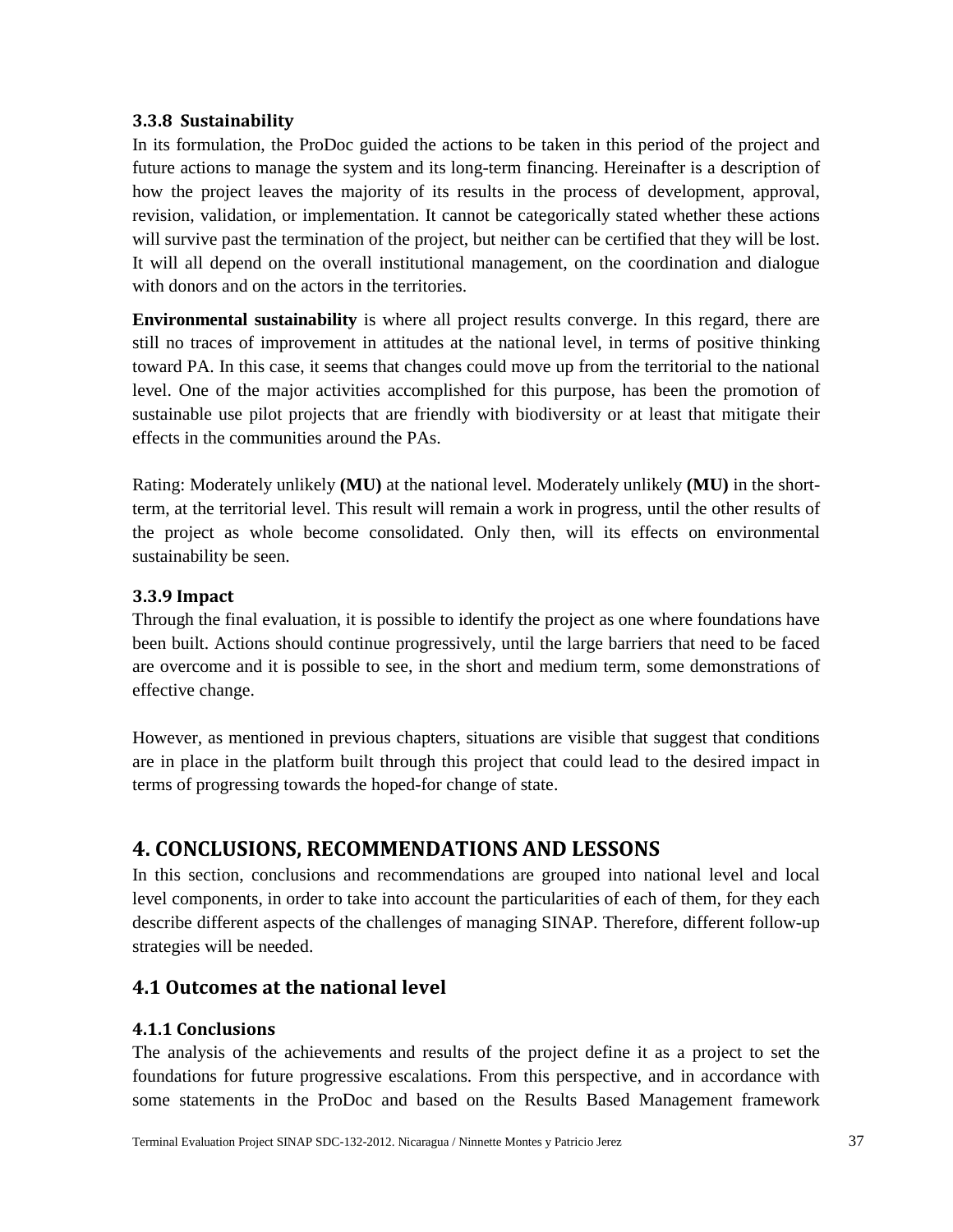### 3.3.8 Sustainability

In its formulation, the ProDoc guided the actions to be taken in this period of the project and future actions to manage the system and its long-term financing. Hereinafter is a description of how the project leaves the majority of its results in the process of development, approval, revision, validation, or implementation. It cannot be categorically stated whether these actions will survive past the termination of the project, but neither can be certified that they will be lost. It will all depend on the overall institutional management, on the coordination and dialogue with donors and on the actors in the territories.

**Environmental sustainability** is where all project results converge. In this regard, there are still no traces of improvement in attitudes at the national level, in terms of positive thinking toward PA. In this case, it seems that changes could move up from the territorial to the national level. One of the major activities accomplished for this purpose, has been the promotion of sustainable use pilot projects that are friendly with biodiversity or at least that mitigate their effects in the communities around the PAs.

Rating: Moderately unlikely **(MU)** at the national level. Moderately unlikely **(MU)** in the short-term, at the territorial level. This result will remain a work in progress, until the other results of the project as whole become consolidated. Only then, will its effects on environmental sustainability be seen.

### 3.3.9 Impact

Through the final evaluation, it is possible to identify the project as one where foundations have been built. Actions should continue progressively, until the large barriers that need to be faced are overcome and it is possible to see, in the short and medium term, some demonstrations of effective change.

However, as mentioned in previous chapters, situations are visible that suggest that conditions are in place in the platform built through this project that could lead to the desired impact in terms of progressing towards the hoped-for change of state.

# 4. CONCLUSIONS, RECOMMENDATIONS AND LESSONS

In this section, conclusions and recommendations are grouped into national level and local level components, in order to take into account the particularities of each of them, for they each describe different aspects of the challenges of managing SINAP. Therefore, different follow-up strategies will be needed.

## 4.1 Outcomes at the national level

### 4.1.1 Conclusions

The analysis of the achievements and results of the project define it as a project to set the foundations for future progressive escalations. From this perspective, and in accordance with some statements in the ProDoc and based on the Results Based Management framework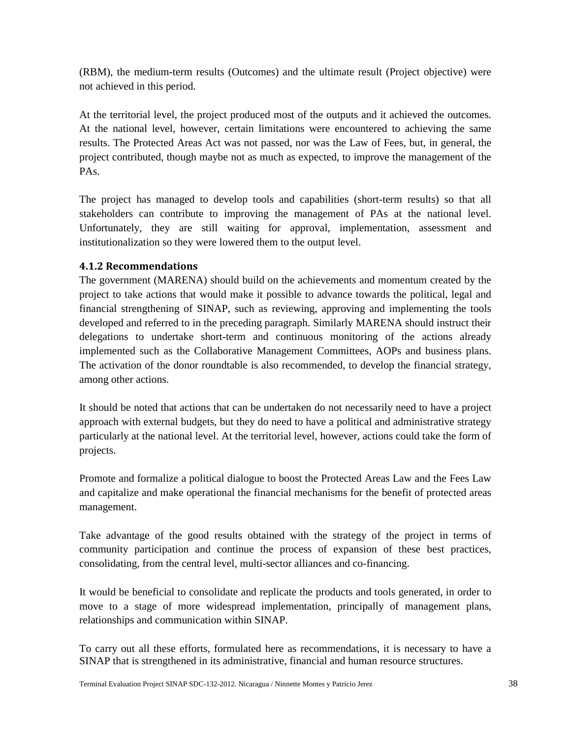(RBM), the medium-term results (Outcomes) and the ultimate result (Project objective) were not achieved in this period.

At the territorial level, the project produced most of the outputs and it achieved the outcomes. At the national level, however, certain limitations were encountered to achieving the same results. The Protected Areas Act was not passed, nor was the Law of Fees, but, in general, the project contributed, though maybe not as much as expected, to improve the management of the PAs.

The project has managed to develop tools and capabilities (short-term results) so that all stakeholders can contribute to improving the management of PAs at the national level. Unfortunately, they are still waiting for approval, implementation, assessment and institutionalization so they were lowered them to the output level.

### 4.1.2 Recommendations

The government (MARENA) should build on the achievements and momentum created by the project to take actions that would make it possible to advance towards the political, legal and financial strengthening of SINAP, such as reviewing, approving and implementing the tools developed and referred to in the preceding paragraph. Similarly MARENA should instruct their delegations to undertake short-term and continuous monitoring of the actions already implemented such as the Collaborative Management Committees, AOPs and business plans. The activation of the donor roundtable is also recommended, to develop the financial strategy, among other actions.

It should be noted that actions that can be undertaken do not necessarily need to have a project approach with external budgets, but they do need to have a political and administrative strategy particularly at the national level. At the territorial level, however, actions could take the form of projects.

Promote and formalize a political dialogue to boost the Protected Areas Law and the Fees Law and capitalize and make operational the financial mechanisms for the benefit of protected areas management.

Take advantage of the good results obtained with the strategy of the project in terms of community participation and continue the process of expansion of these best practices, consolidating, from the central level, multi-sector alliances and co-financing.

It would be beneficial to consolidate and replicate the products and tools generated, in order to move to a stage of more widespread implementation, principally of management plans, relationships and communication within SINAP.

To carry out all these efforts, formulated here as recommendations, it is necessary to have a SINAP that is strengthened in its administrative, financial and human resource structures.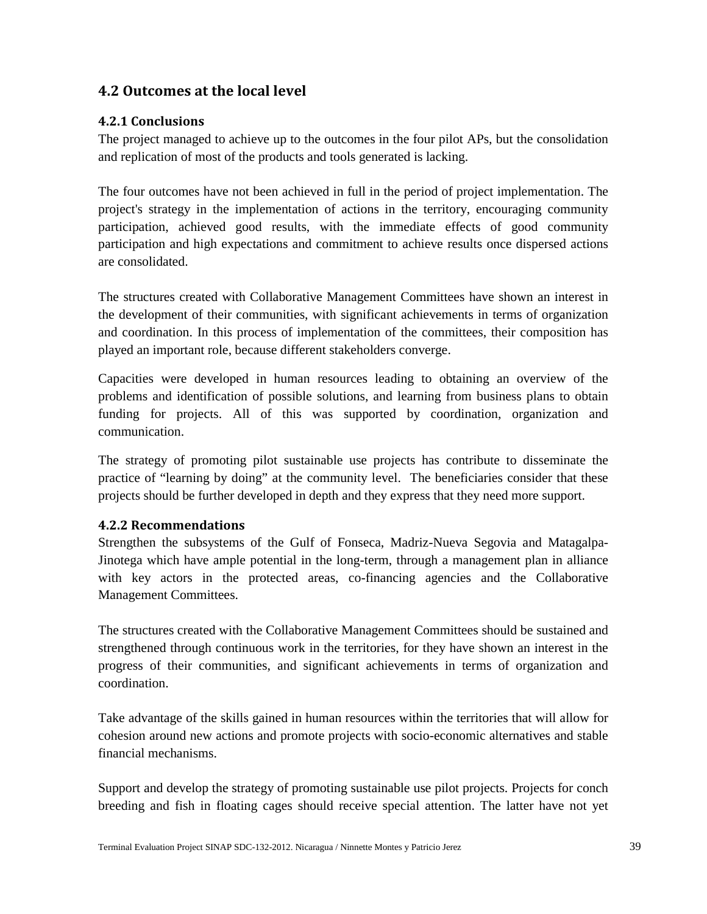## 4.2 Outcomes at the local level

### 4.2.1 Conclusions

The project managed to achieve up to the outcomes in the four pilot APs, but the consolidation and replication of most of the products and tools generated is lacking.

The four outcomes have not been achieved in full in the period of project implementation. The project's strategy in the implementation of actions in the territory, encouraging community participation, achieved good results, with the immediate effects of good community participation and high expectations and commitment to achieve results once dispersed actions are consolidated.

The structures created with Collaborative Management Committees have shown an interest in the development of their communities, with significant achievements in terms of organization and coordination. In this process of implementation of the committees, their composition has played an important role, because different stakeholders converge.

Capacities were developed in human resources leading to obtaining an overview of the problems and identification of possible solutions, and learning from business plans to obtain funding for projects. All of this was supported by coordination, organization and communication.

The strategy of promoting pilot sustainable use projects has contribute to disseminate the practice of "learning by doing" at the community level. The beneficiaries consider that these projects should be further developed in depth and they express that they need more support.

### 4.2.2 Recommendations

Strengthen the subsystems of the Gulf of Fonseca, Madriz-Nueva Segovia and Matagalpa-Jinotega which have ample potential in the long-term, through a management plan in alliance with key actors in the protected areas, co-financing agencies and the Collaborative Management Committees.

The structures created with the Collaborative Management Committees should be sustained and strengthened through continuous work in the territories, for they have shown an interest in the progress of their communities, and significant achievements in terms of organization and coordination.

Take advantage of the skills gained in human resources within the territories that will allow for cohesion around new actions and promote projects with socio-economic alternatives and stable financial mechanisms.

Support and develop the strategy of promoting sustainable use pilot projects. Projects for conch breeding and fish in floating cages should receive special attention. The latter have not yet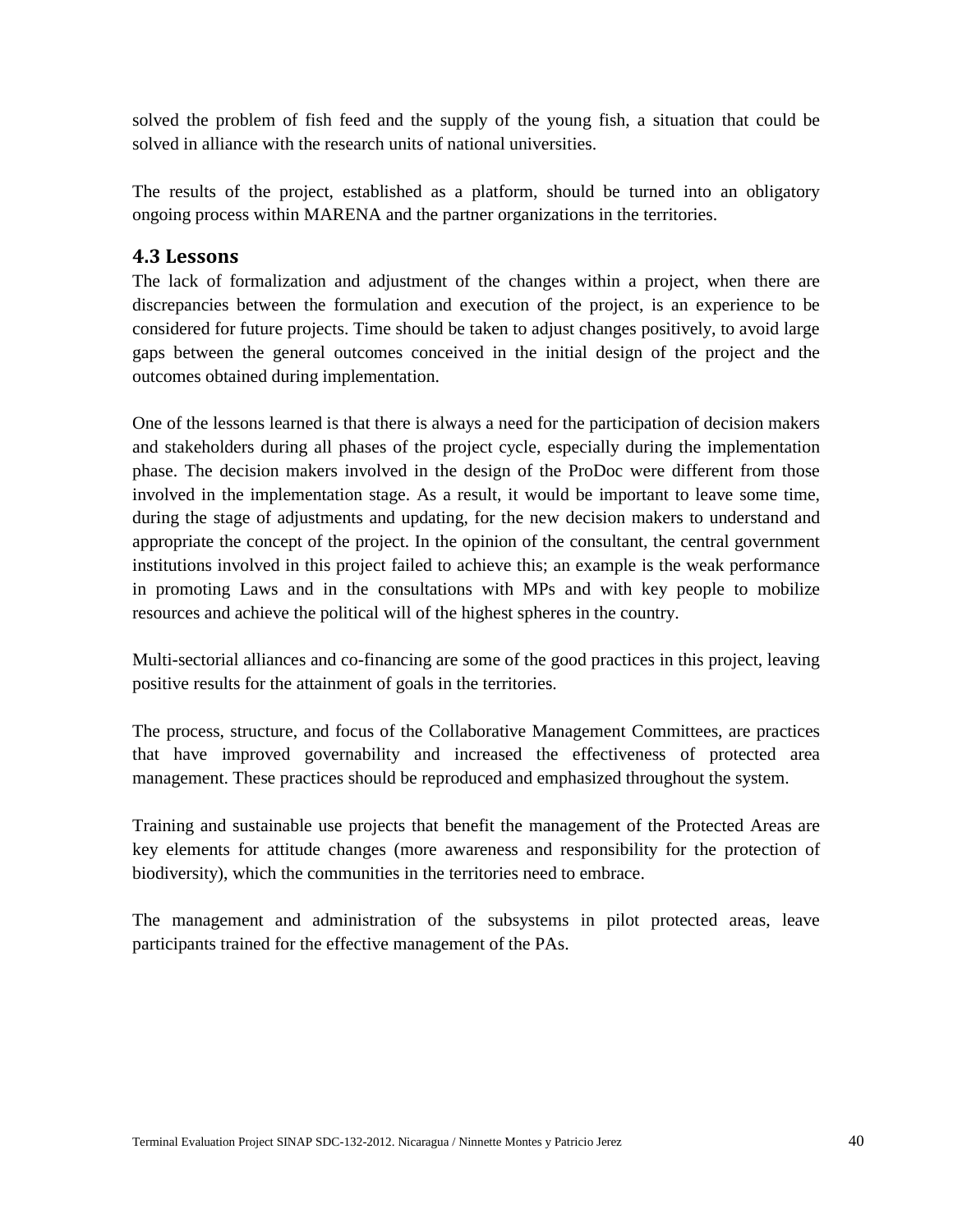solved the problem of fish feed and the supply of the young fish, a situation that could be solved in alliance with the research units of national universities.

The results of the project, established as a platform, should be turned into an obligatory ongoing process within MARENA and the partner organizations in the territories.

### 4.3 Lessons

The lack of formalization and adjustment of the changes within a project, when there are discrepancies between the formulation and execution of the project, is an experience to be considered for future projects. Time should be taken to adjust changes positively, to avoid large gaps between the general outcomes conceived in the initial design of the project and the outcomes obtained during implementation.

One of the lessons learned is that there is always a need for the participation of decision makers and stakeholders during all phases of the project cycle, especially during the implementation phase. The decision makers involved in the design of the ProDoc were different from those involved in the implementation stage. As a result, it would be important to leave some time, during the stage of adjustments and updating, for the new decision makers to understand and appropriate the concept of the project. In the opinion of the consultant, the central government institutions involved in this project failed to achieve this; an example is the weak performance in promoting Laws and in the consultations with MPs and with key people to mobilize resources and achieve the political will of the highest spheres in the country.

Multi-sectorial alliances and co-financing are some of the good practices in this project, leaving positive results for the attainment of goals in the territories.

The process, structure, and focus of the Collaborative Management Committees, are practices that have improved governability and increased the effectiveness of protected area management. These practices should be reproduced and emphasized throughout the system.

Training and sustainable use projects that benefit the management of the Protected Areas are key elements for attitude changes (more awareness and responsibility for the protection of biodiversity), which the communities in the territories need to embrace.

The management and administration of the subsystems in pilot protected areas, leave participants trained for the effective management of the PAs.